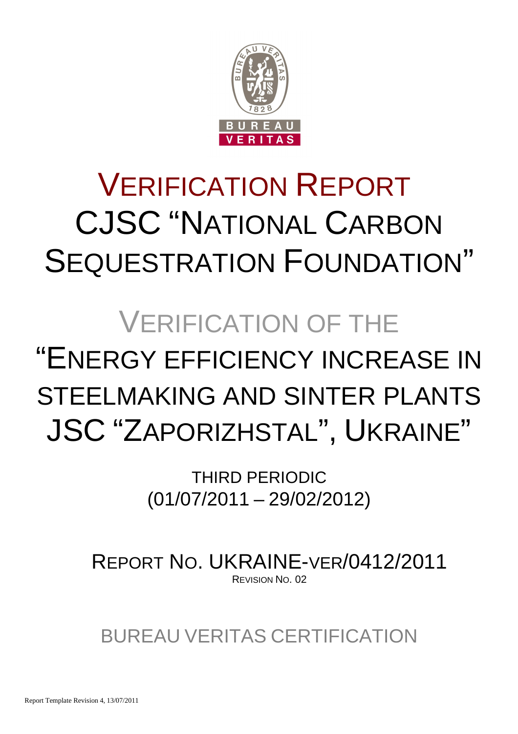# VERIFICATION REPORT

# CJSC "NATIONAL CARBON SEQUESTRATION FOUNDATION"

## VERIFICATION OF THE

# "ENERGY EFFICIENCY INCREASE IN STEELMAKING AND SINTER PLANTS JSC "ZAPORIZHSTAL", UKRAINE"

THIRD PERIODIC
(01/07/2011 – 29/02/2012)

REPORT NO. UKRAINE-VER/0412/2011
REVISION NO. 02

BUREAU VERITAS CERTIFICATION

Report Template Revision 4, 13/07/2011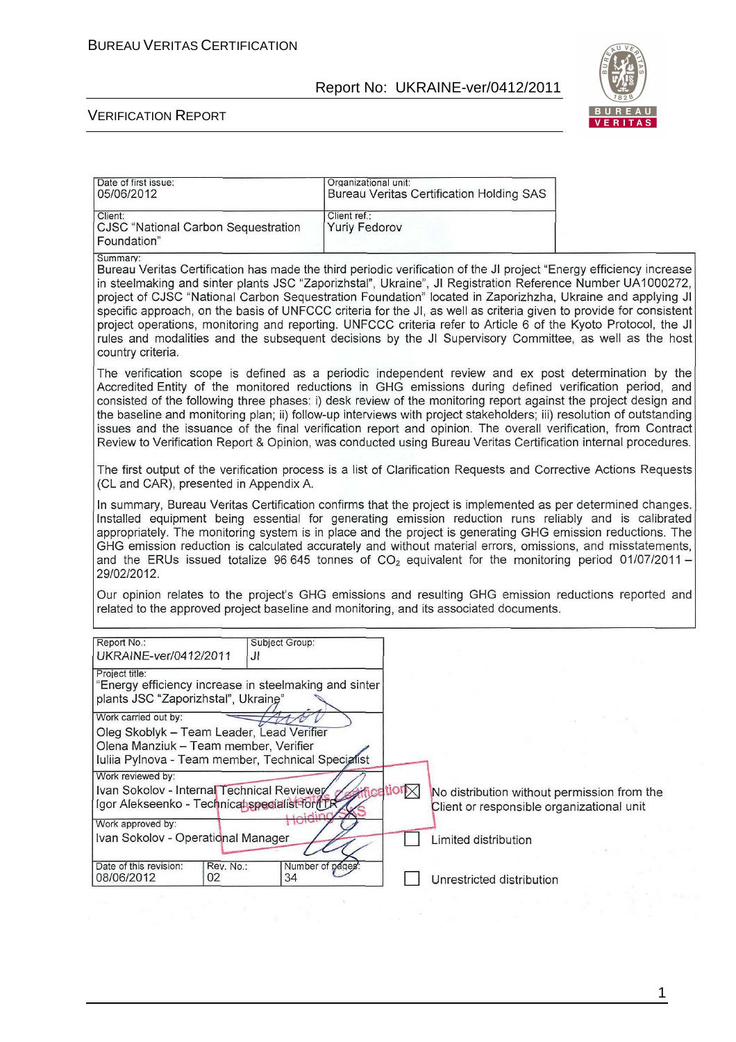| Date of first issue: 05/06/2012 | Organizational unit: Bureau Veritas Certification Holding SAS |
|---|---|
| Client: CJSC "National Carbon Sequestration Foundation" | Client ref.: Yuriy Fedorov |

Summary:

Bureau Veritas Certification has made the third periodic verification of the JI project "Energy efficiency increase in steelmaking and sinter plants JSC "Zaporizhstal", Ukraine", JI Registration Reference Number UA1000272, project of CJSC "National Carbon Sequestration Foundation" located in Zaporizhzha, Ukraine and applying JI specific approach, on the basis of UNFCCC criteria for the JI, as well as criteria given to provide for consistent project operations, monitoring and reporting. UNFCCC criteria refer to Article 6 of the Kyoto Protocol, the JI rules and modalities and the subsequent decisions by the JI Supervisory Committee, as well as the host country criteria.

The verification scope is defined as a periodic independent review and ex post determination by the Accredited Entity of the monitored reductions in GHG emissions during defined verification period, and consisted of the following three phases: i) desk review of the monitoring report against the project design and the baseline and monitoring plan; ii) follow-up interviews with project stakeholders; iii) resolution of outstanding issues and the issuance of the final verification report and opinion. The overall verification, from Contract Review to Verification Report & Opinion, was conducted using Bureau Veritas Certification internal procedures.

The first output of the verification process is a list of Clarification Requests and Corrective Actions Requests (CL and CAR), presented in Appendix A.

In summary, Bureau Veritas Certification confirms that the project is implemented as per determined changes. Installed equipment being essential for generating emission reduction runs reliably and is calibrated appropriately. The monitoring system is in place and the project is generating GHG emission reductions. The GHG emission reduction is calculated accurately and without material errors, omissions, and misstatements, and the ERUs issued totalize 96 645 tonnes of $CO_2$ equivalent for the monitoring period 01/07/2011 – 29/02/2012.

Our opinion relates to the project's GHG emissions and resulting GHG emission reductions reported and related to the approved project baseline and monitoring, and its associated documents.

| Report No.: UKRAINE-ver/0412/2011 | Subject Group: JI | |
|---|---|---|
| Project title: "Energy efficiency increase in steelmaking and sinter plants JSC "Zaporizhstal", Ukraine" | | |
| Work carried out by: Oleg Skoblyk – Team Leader, Lead Verifier; Olena Manziuk – Team member, Verifier; Iuliia Pylnova - Team member, Technical Specialist | | |
| Work reviewed by: Ivan Sokolov - Internal Technical Reviewer; Igor Alekseenko - Technical specialist for ITR | | |
| Work approved by: Ivan Sokolov - Operational Manager | | |
| Date of this revision: 08/06/2012 | Rev. No.: 02 | Number of pages: 34 |

- [x] No distribution without permission from the Client or responsible organizational unit
- [ ] Limited distribution
- [ ] Unrestricted distribution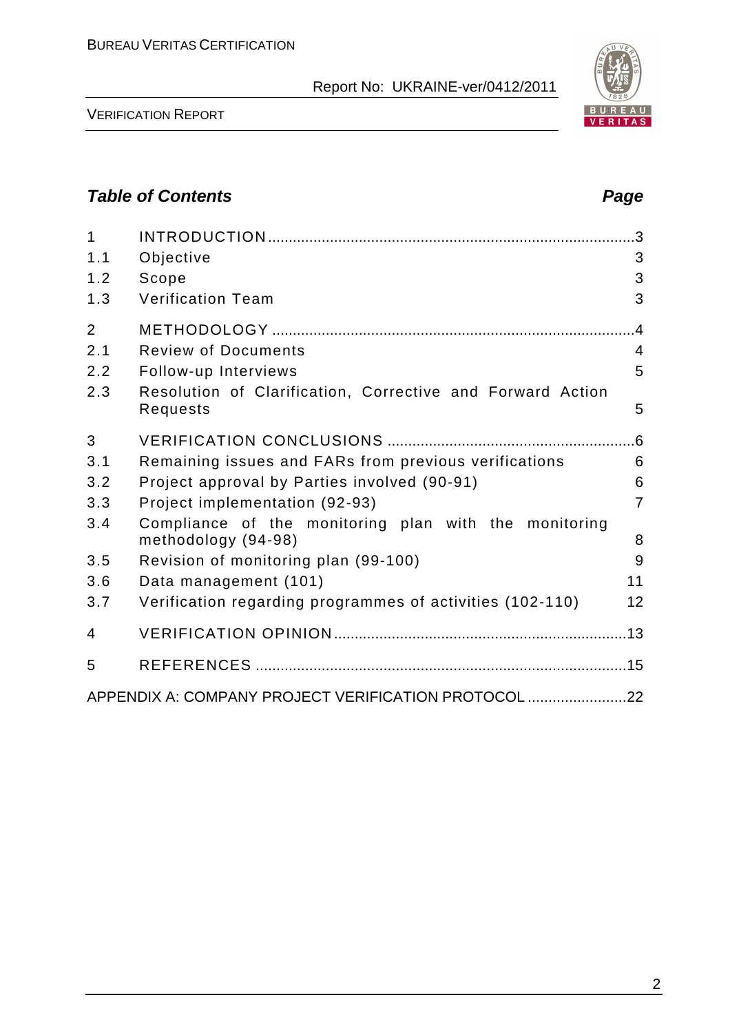## *Table of Contents* *Page*

| | | |
|---|---|---|
| 1 | INTRODUCTION | 3 |
| 1.1 | Objective | 3 |
| 1.2 | Scope | 3 |
| 1.3 | Verification Team | 3 |
| 2 | METHODOLOGY | 4 |
| 2.1 | Review of Documents | 4 |
| 2.2 | Follow-up Interviews | 5 |
| 2.3 | Resolution of Clarification, Corrective and Forward Action Requests | 5 |
| 3 | VERIFICATION CONCLUSIONS | 6 |
| 3.1 | Remaining issues and FARs from previous verifications | 6 |
| 3.2 | Project approval by Parties involved (90-91) | 6 |
| 3.3 | Project implementation (92-93) | 7 |
| 3.4 | Compliance of the monitoring plan with the monitoring methodology (94-98) | 8 |
| 3.5 | Revision of monitoring plan (99-100) | 9 |
| 3.6 | Data management (101) | 11 |
| 3.7 | Verification regarding programmes of activities (102-110) | 12 |
| 4 | VERIFICATION OPINION | 13 |
| 5 | REFERENCES | 15 |
| | APPENDIX A: COMPANY PROJECT VERIFICATION PROTOCOL | 22 |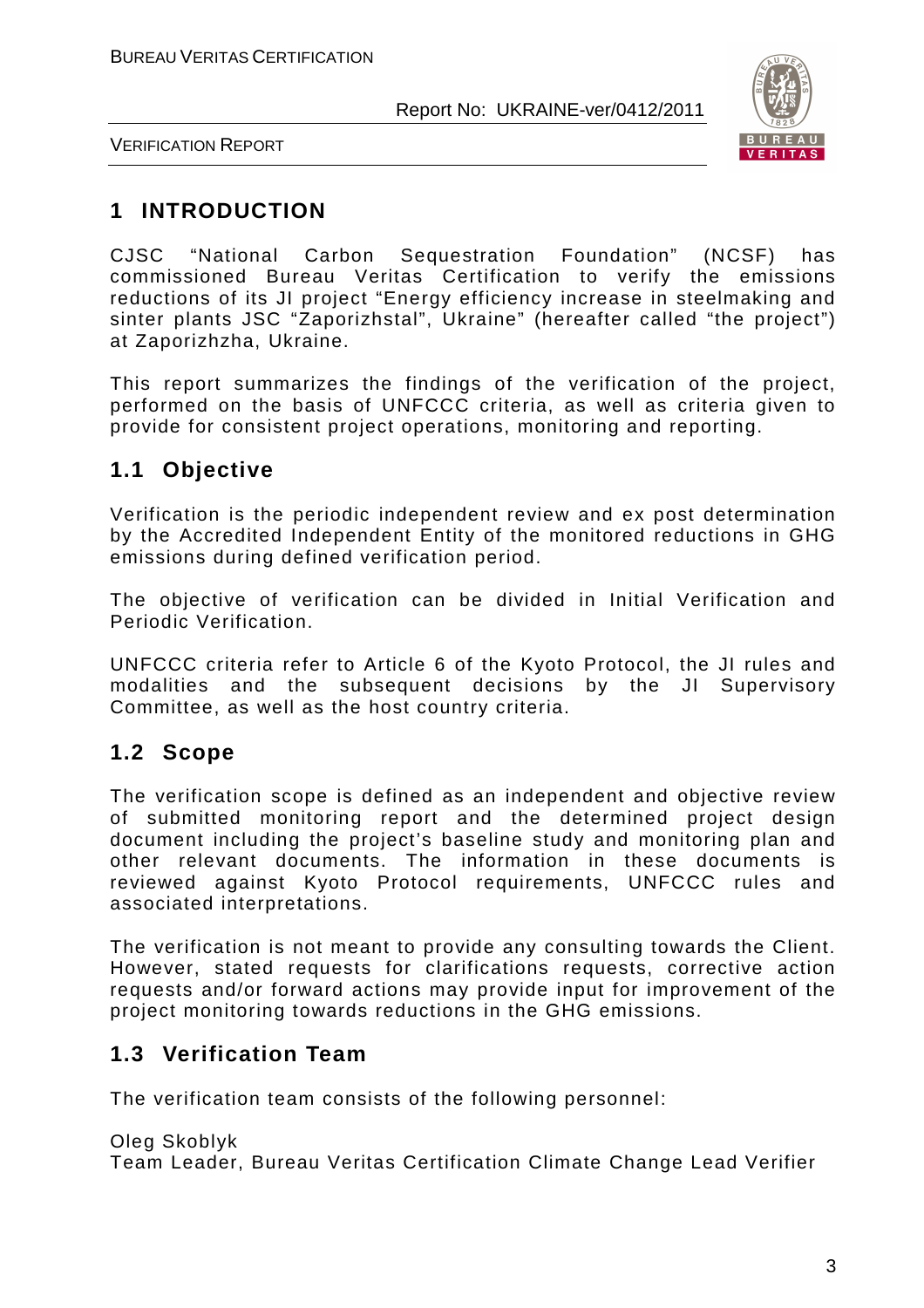# 1 INTRODUCTION

CJSC "National Carbon Sequestration Foundation" (NCSF) has commissioned Bureau Veritas Certification to verify the emissions reductions of its JI project "Energy efficiency increase in steelmaking and sinter plants JSC "Zaporizhstal", Ukraine" (hereafter called "the project") at Zaporizhzha, Ukraine.

This report summarizes the findings of the verification of the project, performed on the basis of UNFCCC criteria, as well as criteria given to provide for consistent project operations, monitoring and reporting.

## 1.1 Objective

Verification is the periodic independent review and ex post determination by the Accredited Independent Entity of the monitored reductions in GHG emissions during defined verification period.

The objective of verification can be divided in Initial Verification and Periodic Verification.

UNFCCC criteria refer to Article 6 of the Kyoto Protocol, the JI rules and modalities and the subsequent decisions by the JI Supervisory Committee, as well as the host country criteria.

## 1.2 Scope

The verification scope is defined as an independent and objective review of submitted monitoring report and the determined project design document including the project's baseline study and monitoring plan and other relevant documents. The information in these documents is reviewed against Kyoto Protocol requirements, UNFCCC rules and associated interpretations.

The verification is not meant to provide any consulting towards the Client. However, stated requests for clarifications requests, corrective action requests and/or forward actions may provide input for improvement of the project monitoring towards reductions in the GHG emissions.

## 1.3 Verification Team

The verification team consists of the following personnel:

Oleg Skoblyk
Team Leader, Bureau Veritas Certification Climate Change Lead Verifier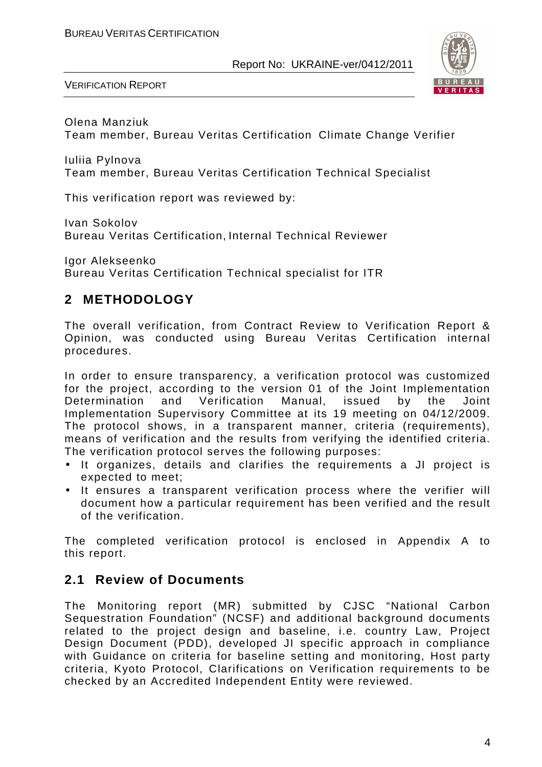Olena Manziuk
Team member, Bureau Veritas Certification Climate Change Verifier

Iuliia Pylnova
Team member, Bureau Veritas Certification Technical Specialist

This verification report was reviewed by:

Ivan Sokolov
Bureau Veritas Certification, Internal Technical Reviewer

Igor Alekseenko
Bureau Veritas Certification Technical specialist for ITR

## 2 METHODOLOGY

The overall verification, from Contract Review to Verification Report & Opinion, was conducted using Bureau Veritas Certification internal procedures.

In order to ensure transparency, a verification protocol was customized for the project, according to the version 01 of the Joint Implementation Determination and Verification Manual, issued by the Joint Implementation Supervisory Committee at its 19 meeting on 04/12/2009. The protocol shows, in a transparent manner, criteria (requirements), means of verification and the results from verifying the identified criteria. The verification protocol serves the following purposes:

- It organizes, details and clarifies the requirements a JI project is expected to meet;
- It ensures a transparent verification process where the verifier will document how a particular requirement has been verified and the result of the verification.

The completed verification protocol is enclosed in Appendix A to this report.

### 2.1 Review of Documents

The Monitoring report (MR) submitted by CJSC "National Carbon Sequestration Foundation" (NCSF) and additional background documents related to the project design and baseline, i.e. country Law, Project Design Document (PDD), developed JI specific approach in compliance with Guidance on criteria for baseline setting and monitoring, Host party criteria, Kyoto Protocol, Clarifications on Verification requirements to be checked by an Accredited Independent Entity were reviewed.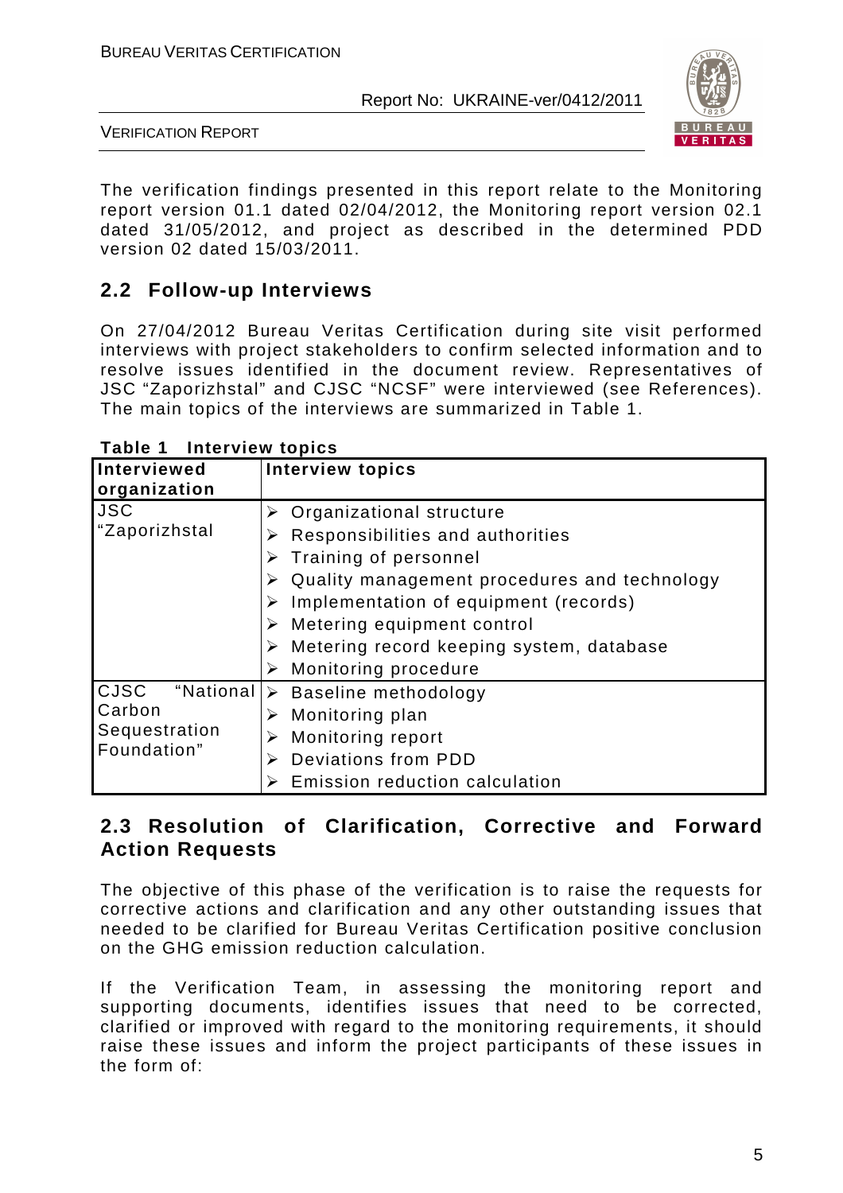The verification findings presented in this report relate to the Monitoring report version 01.1 dated 02/04/2012, the Monitoring report version 02.1 dated 31/05/2012, and project as described in the determined PDD version 02 dated 15/03/2011.

## 2.2 Follow-up Interviews

On 27/04/2012 Bureau Veritas Certification during site visit performed interviews with project stakeholders to confirm selected information and to resolve issues identified in the document review. Representatives of JSC "Zaporizhstal" and CJSC "NCSF" were interviewed (see References). The main topics of the interviews are summarized in Table 1.

**Table 1 Interview topics**

| Interviewed organization | Interview topics |
|---|---|
| JSC "Zaporizhstal | ➢ Organizational structure<br>➢ Responsibilities and authorities<br>➢ Training of personnel<br>➢ Quality management procedures and technology<br>➢ Implementation of equipment (records)<br>➢ Metering equipment control<br>➢ Metering record keeping system, database<br>➢ Monitoring procedure |
| CJSC "National Carbon Sequestration Foundation" | ➢ Baseline methodology<br>➢ Monitoring plan<br>➢ Monitoring report<br>➢ Deviations from PDD<br>➢ Emission reduction calculation |

## 2.3 Resolution of Clarification, Corrective and Forward Action Requests

The objective of this phase of the verification is to raise the requests for corrective actions and clarification and any other outstanding issues that needed to be clarified for Bureau Veritas Certification positive conclusion on the GHG emission reduction calculation.

If the Verification Team, in assessing the monitoring report and supporting documents, identifies issues that need to be corrected, clarified or improved with regard to the monitoring requirements, it should raise these issues and inform the project participants of these issues in the form of: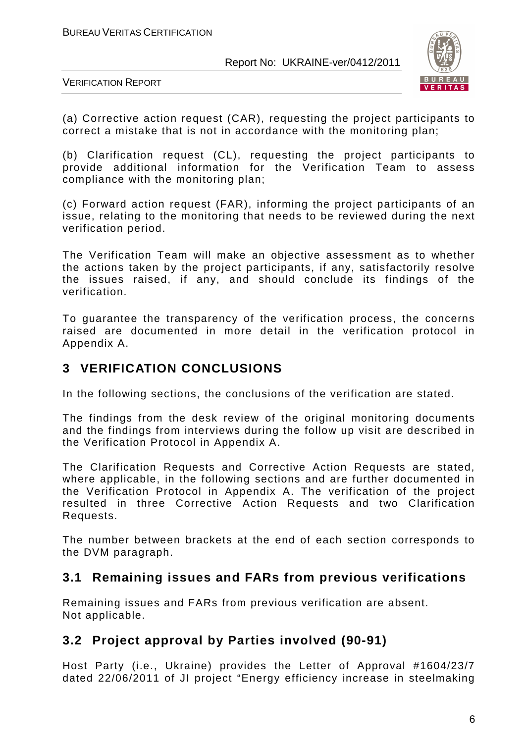(a) Corrective action request (CAR), requesting the project participants to correct a mistake that is not in accordance with the monitoring plan;

(b) Clarification request (CL), requesting the project participants to provide additional information for the Verification Team to assess compliance with the monitoring plan;

(c) Forward action request (FAR), informing the project participants of an issue, relating to the monitoring that needs to be reviewed during the next verification period.

The Verification Team will make an objective assessment as to whether the actions taken by the project participants, if any, satisfactorily resolve the issues raised, if any, and should conclude its findings of the verification.

To guarantee the transparency of the verification process, the concerns raised are documented in more detail in the verification protocol in Appendix A.

# 3 VERIFICATION CONCLUSIONS

In the following sections, the conclusions of the verification are stated.

The findings from the desk review of the original monitoring documents and the findings from interviews during the follow up visit are described in the Verification Protocol in Appendix A.

The Clarification Requests and Corrective Action Requests are stated, where applicable, in the following sections and are further documented in the Verification Protocol in Appendix A. The verification of the project resulted in three Corrective Action Requests and two Clarification Requests.

The number between brackets at the end of each section corresponds to the DVM paragraph.

## 3.1 Remaining issues and FARs from previous verifications

Remaining issues and FARs from previous verification are absent.
Not applicable.

## 3.2 Project approval by Parties involved (90-91)

Host Party (i.e., Ukraine) provides the Letter of Approval #1604/23/7 dated 22/06/2011 of JI project "Energy efficiency increase in steelmaking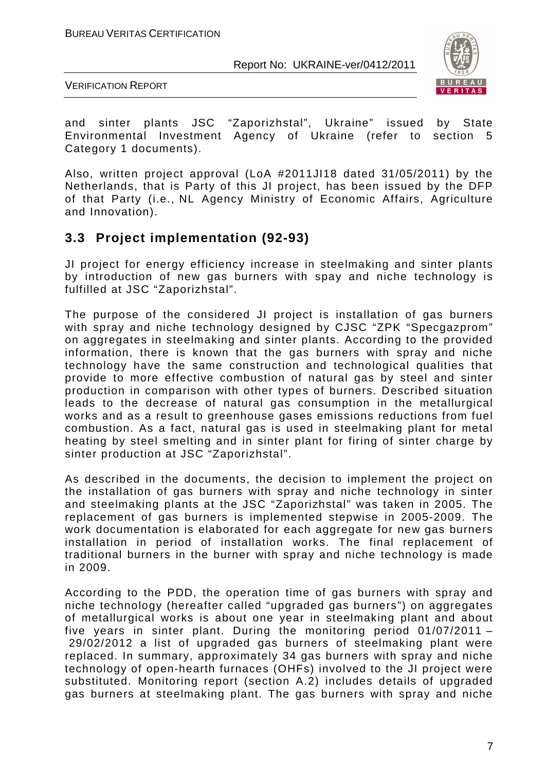and sinter plants JSC "Zaporizhstal", Ukraine" issued by State Environmental Investment Agency of Ukraine (refer to section 5 Category 1 documents).

Also, written project approval (LoA #2011JI18 dated 31/05/2011) by the Netherlands, that is Party of this JI project, has been issued by the DFP of that Party (i.e., NL Agency Ministry of Economic Affairs, Agriculture and Innovation).

## 3.3 Project implementation (92-93)

JI project for energy efficiency increase in steelmaking and sinter plants by introduction of new gas burners with spay and niche technology is fulfilled at JSC "Zaporizhstal".

The purpose of the considered JI project is installation of gas burners with spray and niche technology designed by CJSC "ZPK "Specgazprom" on aggregates in steelmaking and sinter plants. According to the provided information, there is known that the gas burners with spray and niche technology have the same construction and technological qualities that provide to more effective combustion of natural gas by steel and sinter production in comparison with other types of burners. Described situation leads to the decrease of natural gas consumption in the metallurgical works and as a result to greenhouse gases emissions reductions from fuel combustion. As a fact, natural gas is used in steelmaking plant for metal heating by steel smelting and in sinter plant for firing of sinter charge by sinter production at JSC "Zaporizhstal".

As described in the documents, the decision to implement the project on the installation of gas burners with spray and niche technology in sinter and steelmaking plants at the JSC "Zaporizhstal" was taken in 2005. The replacement of gas burners is implemented stepwise in 2005-2009. The work documentation is elaborated for each aggregate for new gas burners installation in period of installation works. The final replacement of traditional burners in the burner with spray and niche technology is made in 2009.

According to the PDD, the operation time of gas burners with spray and niche technology (hereafter called "upgraded gas burners") on aggregates of metallurgical works is about one year in steelmaking plant and about five years in sinter plant. During the monitoring period 01/07/2011 – 29/02/2012 a list of upgraded gas burners of steelmaking plant were replaced. In summary, approximately 34 gas burners with spray and niche technology of open-hearth furnaces (OHFs) involved to the JI project were substituted. Monitoring report (section A.2) includes details of upgraded gas burners at steelmaking plant. The gas burners with spray and niche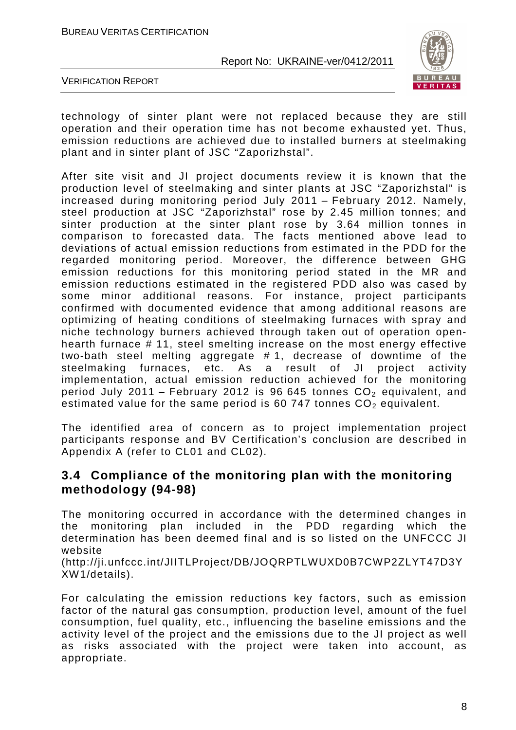technology of sinter plant were not replaced because they are still operation and their operation time has not become exhausted yet. Thus, emission reductions are achieved due to installed burners at steelmaking plant and in sinter plant of JSC "Zaporizhstal".

After site visit and JI project documents review it is known that the production level of steelmaking and sinter plants at JSC "Zaporizhstal" is increased during monitoring period July 2011 – February 2012. Namely, steel production at JSC "Zaporizhstal" rose by 2.45 million tonnes; and sinter production at the sinter plant rose by 3.64 million tonnes in comparison to forecasted data. The facts mentioned above lead to deviations of actual emission reductions from estimated in the PDD for the regarded monitoring period. Moreover, the difference between GHG emission reductions for this monitoring period stated in the MR and emission reductions estimated in the registered PDD also was cased by some minor additional reasons. For instance, project participants confirmed with documented evidence that among additional reasons are optimizing of heating conditions of steelmaking furnaces with spray and niche technology burners achieved through taken out of operation open-hearth furnace # 11, steel smelting increase on the most energy effective two-bath steel melting aggregate # 1, decrease of downtime of the steelmaking furnaces, etc. As a result of JI project activity implementation, actual emission reduction achieved for the monitoring period July 2011 – February 2012 is 96 645 tonnes $CO_2$ equivalent, and estimated value for the same period is 60 747 tonnes $CO_2$ equivalent.

The identified area of concern as to project implementation project participants response and BV Certification's conclusion are described in Appendix A (refer to CL01 and CL02).

## 3.4 Compliance of the monitoring plan with the monitoring methodology (94-98)

The monitoring occurred in accordance with the determined changes in the monitoring plan included in the PDD regarding which the determination has been deemed final and is so listed on the UNFCCC JI website (http://ji.unfccc.int/JIITLProject/DB/JOQRPTLWUXD0B7CWP2ZLYT47D3YXW1/details).

For calculating the emission reductions key factors, such as emission factor of the natural gas consumption, production level, amount of the fuel consumption, fuel quality, etc., influencing the baseline emissions and the activity level of the project and the emissions due to the JI project as well as risks associated with the project were taken into account, as appropriate.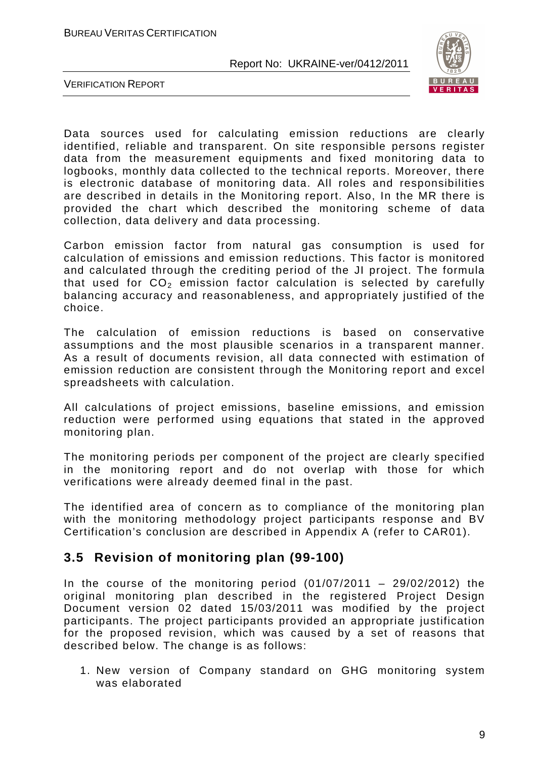Data sources used for calculating emission reductions are clearly identified, reliable and transparent. On site responsible persons register data from the measurement equipments and fixed monitoring data to logbooks, monthly data collected to the technical reports. Moreover, there is electronic database of monitoring data. All roles and responsibilities are described in details in the Monitoring report. Also, In the MR there is provided the chart which described the monitoring scheme of data collection, data delivery and data processing.

Carbon emission factor from natural gas consumption is used for calculation of emissions and emission reductions. This factor is monitored and calculated through the crediting period of the JI project. The formula that used for $CO_2$ emission factor calculation is selected by carefully balancing accuracy and reasonableness, and appropriately justified of the choice.

The calculation of emission reductions is based on conservative assumptions and the most plausible scenarios in a transparent manner. As a result of documents revision, all data connected with estimation of emission reduction are consistent through the Monitoring report and excel spreadsheets with calculation.

All calculations of project emissions, baseline emissions, and emission reduction were performed using equations that stated in the approved monitoring plan.

The monitoring periods per component of the project are clearly specified in the monitoring report and do not overlap with those for which verifications were already deemed final in the past.

The identified area of concern as to compliance of the monitoring plan with the monitoring methodology project participants response and BV Certification's conclusion are described in Appendix A (refer to CAR01).

## 3.5 Revision of monitoring plan (99-100)

In the course of the monitoring period (01/07/2011 – 29/02/2012) the original monitoring plan described in the registered Project Design Document version 02 dated 15/03/2011 was modified by the project participants. The project participants provided an appropriate justification for the proposed revision, which was caused by a set of reasons that described below. The change is as follows:

1. New version of Company standard on GHG monitoring system was elaborated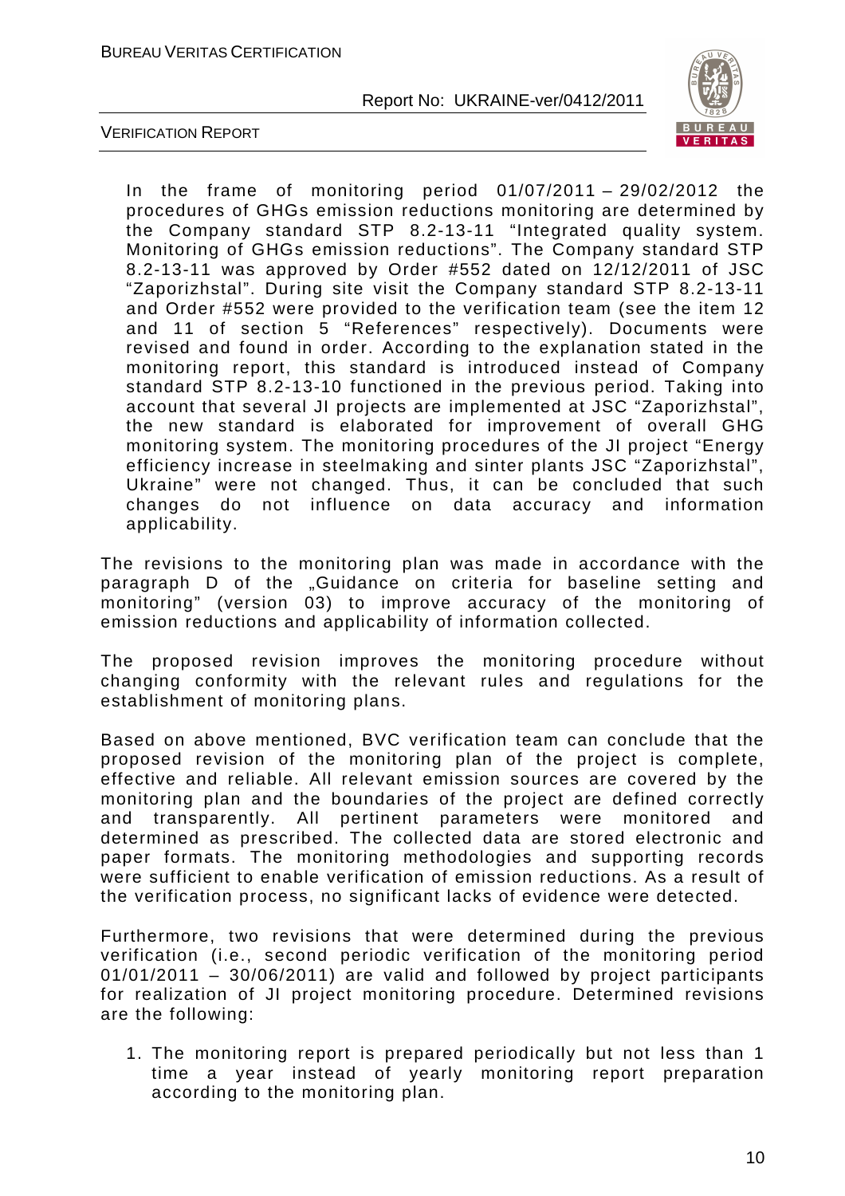In the frame of monitoring period 01/07/2011 – 29/02/2012 the procedures of GHGs emission reductions monitoring are determined by the Company standard STP 8.2-13-11 "Integrated quality system. Monitoring of GHGs emission reductions". The Company standard STP 8.2-13-11 was approved by Order #552 dated on 12/12/2011 of JSC "Zaporizhstal". During site visit the Company standard STP 8.2-13-11 and Order #552 were provided to the verification team (see the item 12 and 11 of section 5 "References" respectively). Documents were revised and found in order. According to the explanation stated in the monitoring report, this standard is introduced instead of Company standard STP 8.2-13-10 functioned in the previous period. Taking into account that several JI projects are implemented at JSC "Zaporizhstal", the new standard is elaborated for improvement of overall GHG monitoring system. The monitoring procedures of the JI project "Energy efficiency increase in steelmaking and sinter plants JSC "Zaporizhstal", Ukraine" were not changed. Thus, it can be concluded that such changes do not influence on data accuracy and information applicability.

The revisions to the monitoring plan was made in accordance with the paragraph D of the „Guidance on criteria for baseline setting and monitoring" (version 03) to improve accuracy of the monitoring of emission reductions and applicability of information collected.

The proposed revision improves the monitoring procedure without changing conformity with the relevant rules and regulations for the establishment of monitoring plans.

Based on above mentioned, BVC verification team can conclude that the proposed revision of the monitoring plan of the project is complete, effective and reliable. All relevant emission sources are covered by the monitoring plan and the boundaries of the project are defined correctly and transparently. All pertinent parameters were monitored and determined as prescribed. The collected data are stored electronic and paper formats. The monitoring methodologies and supporting records were sufficient to enable verification of emission reductions. As a result of the verification process, no significant lacks of evidence were detected.

Furthermore, two revisions that were determined during the previous verification (i.e., second periodic verification of the monitoring period 01/01/2011 – 30/06/2011) are valid and followed by project participants for realization of JI project monitoring procedure. Determined revisions are the following:

1. The monitoring report is prepared periodically but not less than 1 time a year instead of yearly monitoring report preparation according to the monitoring plan.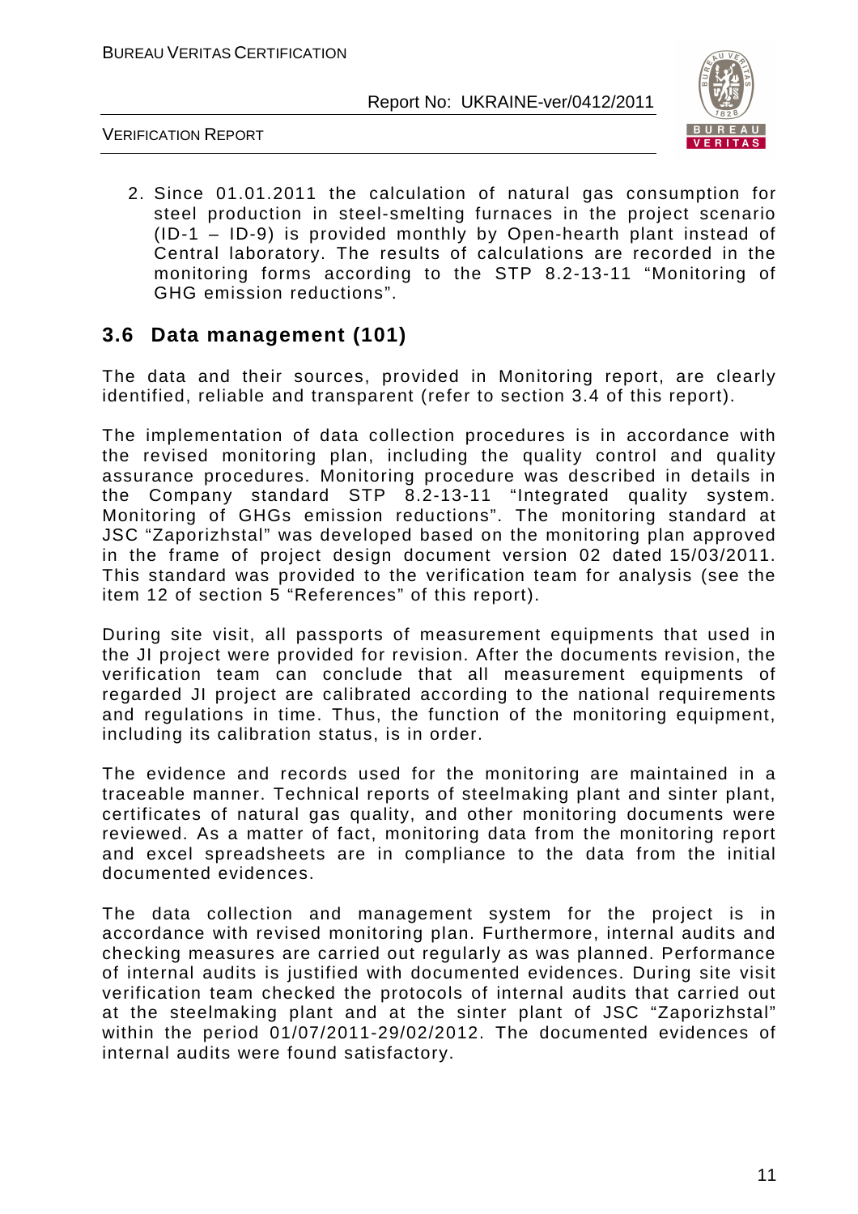2. Since 01.01.2011 the calculation of natural gas consumption for steel production in steel-smelting furnaces in the project scenario (ID-1 – ID-9) is provided monthly by Open-hearth plant instead of Central laboratory. The results of calculations are recorded in the monitoring forms according to the STP 8.2-13-11 "Monitoring of GHG emission reductions".

## 3.6 Data management (101)

The data and their sources, provided in Monitoring report, are clearly identified, reliable and transparent (refer to section 3.4 of this report).

The implementation of data collection procedures is in accordance with the revised monitoring plan, including the quality control and quality assurance procedures. Monitoring procedure was described in details in the Company standard STP 8.2-13-11 "Integrated quality system. Monitoring of GHGs emission reductions". The monitoring standard at JSC "Zaporizhstal" was developed based on the monitoring plan approved in the frame of project design document version 02 dated 15/03/2011. This standard was provided to the verification team for analysis (see the item 12 of section 5 "References" of this report).

During site visit, all passports of measurement equipments that used in the JI project were provided for revision. After the documents revision, the verification team can conclude that all measurement equipments of regarded JI project are calibrated according to the national requirements and regulations in time. Thus, the function of the monitoring equipment, including its calibration status, is in order.

The evidence and records used for the monitoring are maintained in a traceable manner. Technical reports of steelmaking plant and sinter plant, certificates of natural gas quality, and other monitoring documents were reviewed. As a matter of fact, monitoring data from the monitoring report and excel spreadsheets are in compliance to the data from the initial documented evidences.

The data collection and management system for the project is in accordance with revised monitoring plan. Furthermore, internal audits and checking measures are carried out regularly as was planned. Performance of internal audits is justified with documented evidences. During site visit verification team checked the protocols of internal audits that carried out at the steelmaking plant and at the sinter plant of JSC "Zaporizhstal" within the period 01/07/2011-29/02/2012. The documented evidences of internal audits were found satisfactory.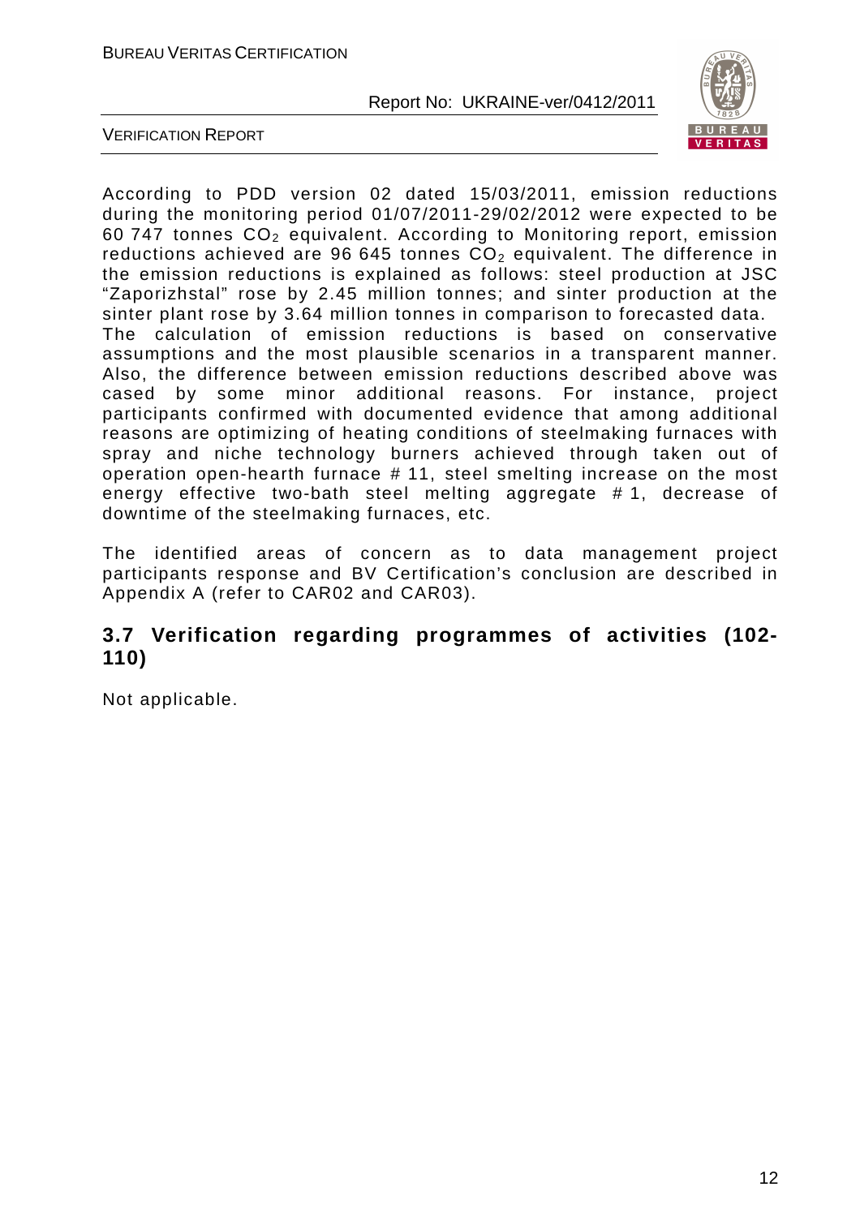According to PDD version 02 dated 15/03/2011, emission reductions during the monitoring period 01/07/2011-29/02/2012 were expected to be 60 747 tonnes $CO_2$ equivalent. According to Monitoring report, emission reductions achieved are 96 645 tonnes $CO_2$ equivalent. The difference in the emission reductions is explained as follows: steel production at JSC "Zaporizhstal" rose by 2.45 million tonnes; and sinter production at the sinter plant rose by 3.64 million tonnes in comparison to forecasted data.
The calculation of emission reductions is based on conservative assumptions and the most plausible scenarios in a transparent manner. Also, the difference between emission reductions described above was cased by some minor additional reasons. For instance, project participants confirmed with documented evidence that among additional reasons are optimizing of heating conditions of steelmaking furnaces with spray and niche technology burners achieved through taken out of operation open-hearth furnace # 11, steel smelting increase on the most energy effective two-bath steel melting aggregate # 1, decrease of downtime of the steelmaking furnaces, etc.

The identified areas of concern as to data management project participants response and BV Certification's conclusion are described in Appendix A (refer to CAR02 and CAR03).

## 3.7 Verification regarding programmes of activities (102-110)

Not applicable.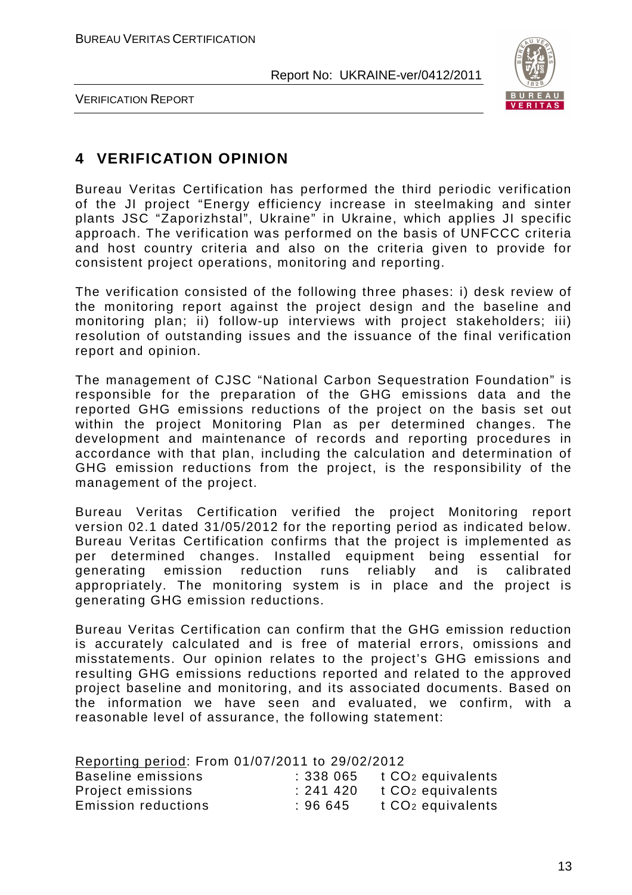# 4 VERIFICATION OPINION

Bureau Veritas Certification has performed the third periodic verification of the JI project "Energy efficiency increase in steelmaking and sinter plants JSC "Zaporizhstal", Ukraine" in Ukraine, which applies JI specific approach. The verification was performed on the basis of UNFCCC criteria and host country criteria and also on the criteria given to provide for consistent project operations, monitoring and reporting.

The verification consisted of the following three phases: i) desk review of the monitoring report against the project design and the baseline and monitoring plan; ii) follow-up interviews with project stakeholders; iii) resolution of outstanding issues and the issuance of the final verification report and opinion.

The management of CJSC "National Carbon Sequestration Foundation" is responsible for the preparation of the GHG emissions data and the reported GHG emissions reductions of the project on the basis set out within the project Monitoring Plan as per determined changes. The development and maintenance of records and reporting procedures in accordance with that plan, including the calculation and determination of GHG emission reductions from the project, is the responsibility of the management of the project.

Bureau Veritas Certification verified the project Monitoring report version 02.1 dated 31/05/2012 for the reporting period as indicated below. Bureau Veritas Certification confirms that the project is implemented as per determined changes. Installed equipment being essential for generating emission reduction runs reliably and is calibrated appropriately. The monitoring system is in place and the project is generating GHG emission reductions.

Bureau Veritas Certification can confirm that the GHG emission reduction is accurately calculated and is free of material errors, omissions and misstatements. Our opinion relates to the project's GHG emissions and resulting GHG emissions reductions reported and related to the approved project baseline and monitoring, and its associated documents. Based on the information we have seen and evaluated, we confirm, with a reasonable level of assurance, the following statement:

Reporting period: From 01/07/2011 to 29/02/2012

| | | |
|---|---|---|
| Baseline emissions | : 338 065 | t $CO_2$ equivalents |
| Project emissions | : 241 420 | t $CO_2$ equivalents |
| Emission reductions | : 96 645 | t $CO_2$ equivalents |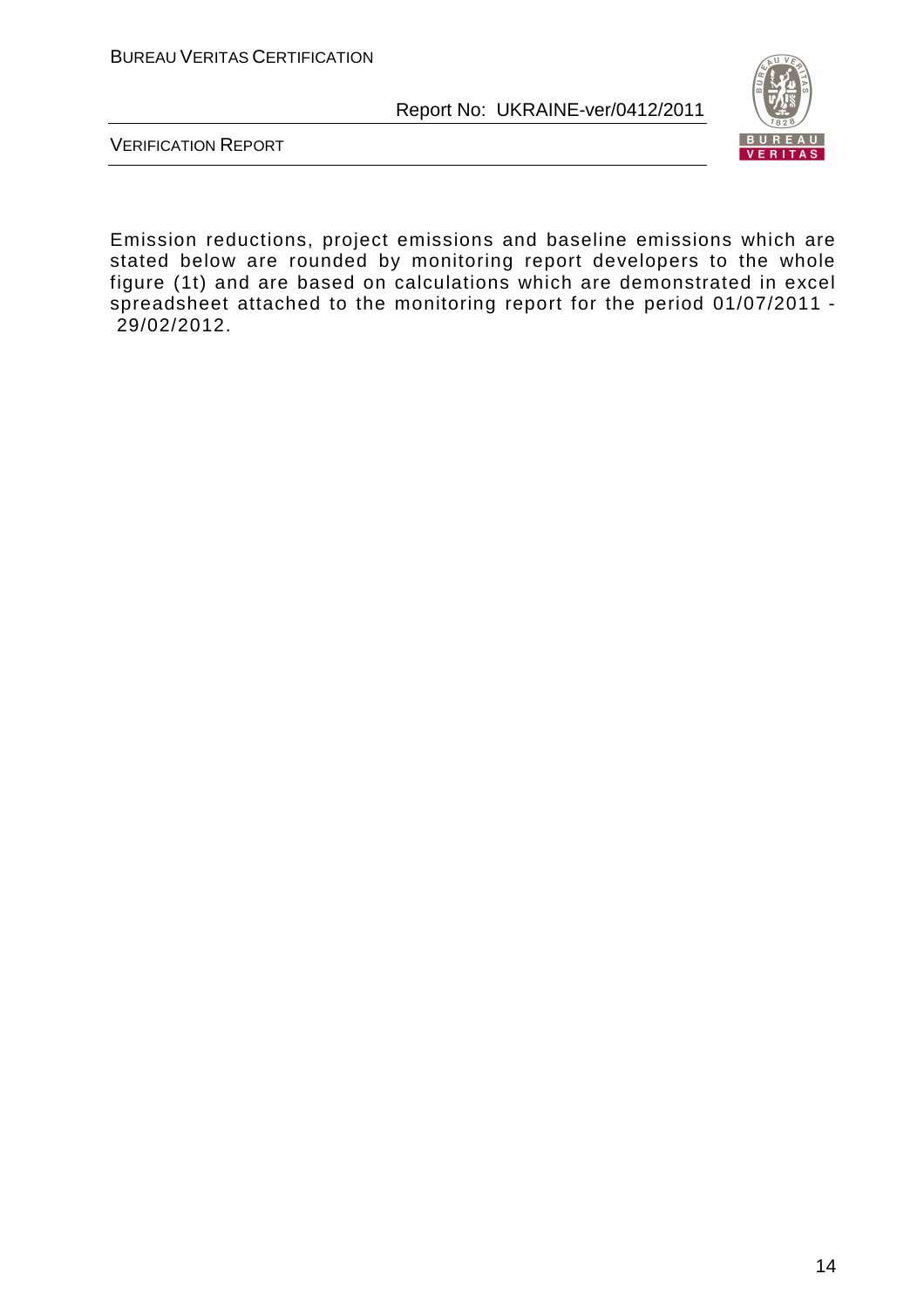Emission reductions, project emissions and baseline emissions which are stated below are rounded by monitoring report developers to the whole figure (1t) and are based on calculations which are demonstrated in excel spreadsheet attached to the monitoring report for the period 01/07/2011 - 29/02/2012.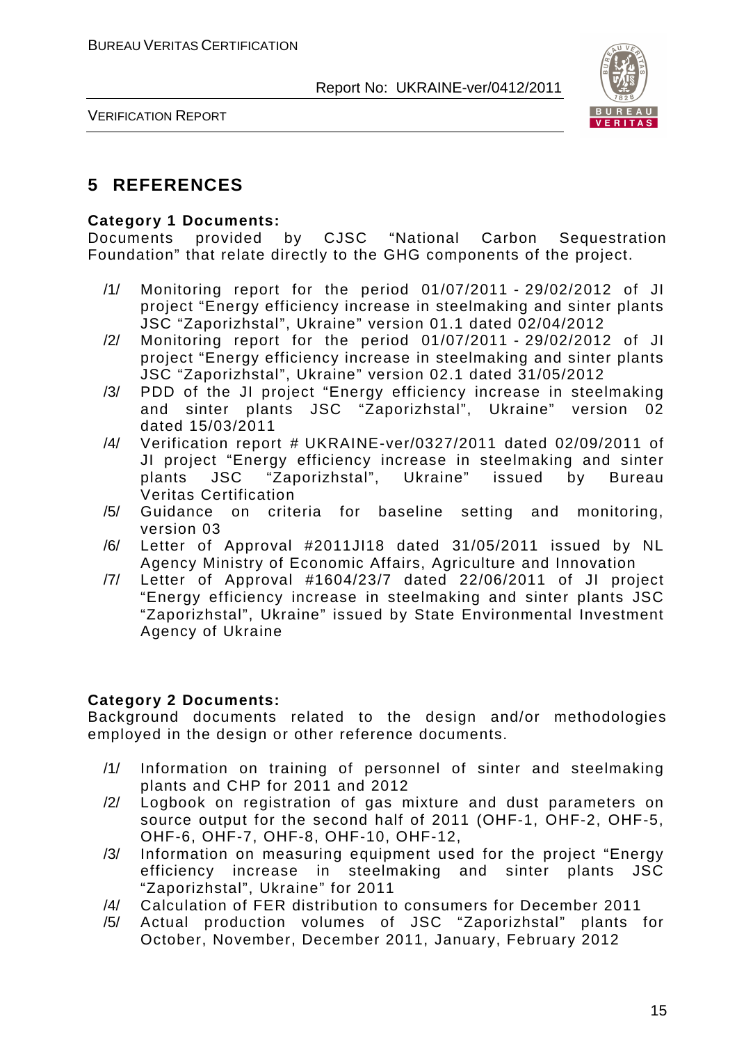## 5 REFERENCES

**Category 1 Documents:**
Documents provided by CJSC "National Carbon Sequestration Foundation" that relate directly to the GHG components of the project.

/1/ Monitoring report for the period 01/07/2011 - 29/02/2012 of JI project "Energy efficiency increase in steelmaking and sinter plants JSC "Zaporizhstal", Ukraine" version 01.1 dated 02/04/2012
/2/ Monitoring report for the period 01/07/2011 - 29/02/2012 of JI project "Energy efficiency increase in steelmaking and sinter plants JSC "Zaporizhstal", Ukraine" version 02.1 dated 31/05/2012
/3/ PDD of the JI project "Energy efficiency increase in steelmaking and sinter plants JSC "Zaporizhstal", Ukraine" version 02 dated 15/03/2011
/4/ Verification report # UKRAINE-ver/0327/2011 dated 02/09/2011 of JI project "Energy efficiency increase in steelmaking and sinter plants JSC "Zaporizhstal", Ukraine" issued by Bureau Veritas Certification
/5/ Guidance on criteria for baseline setting and monitoring, version 03
/6/ Letter of Approval #2011JI18 dated 31/05/2011 issued by NL Agency Ministry of Economic Affairs, Agriculture and Innovation
/7/ Letter of Approval #1604/23/7 dated 22/06/2011 of JI project "Energy efficiency increase in steelmaking and sinter plants JSC "Zaporizhstal", Ukraine" issued by State Environmental Investment Agency of Ukraine

**Category 2 Documents:**
Background documents related to the design and/or methodologies employed in the design or other reference documents.

/1/ Information on training of personnel of sinter and steelmaking plants and CHP for 2011 and 2012
/2/ Logbook on registration of gas mixture and dust parameters on source output for the second half of 2011 (OHF-1, OHF-2, OHF-5, OHF-6, OHF-7, OHF-8, OHF-10, OHF-12,
/3/ Information on measuring equipment used for the project "Energy efficiency increase in steelmaking and sinter plants JSC "Zaporizhstal", Ukraine" for 2011
/4/ Calculation of FER distribution to consumers for December 2011
/5/ Actual production volumes of JSC "Zaporizhstal" plants for October, November, December 2011, January, February 2012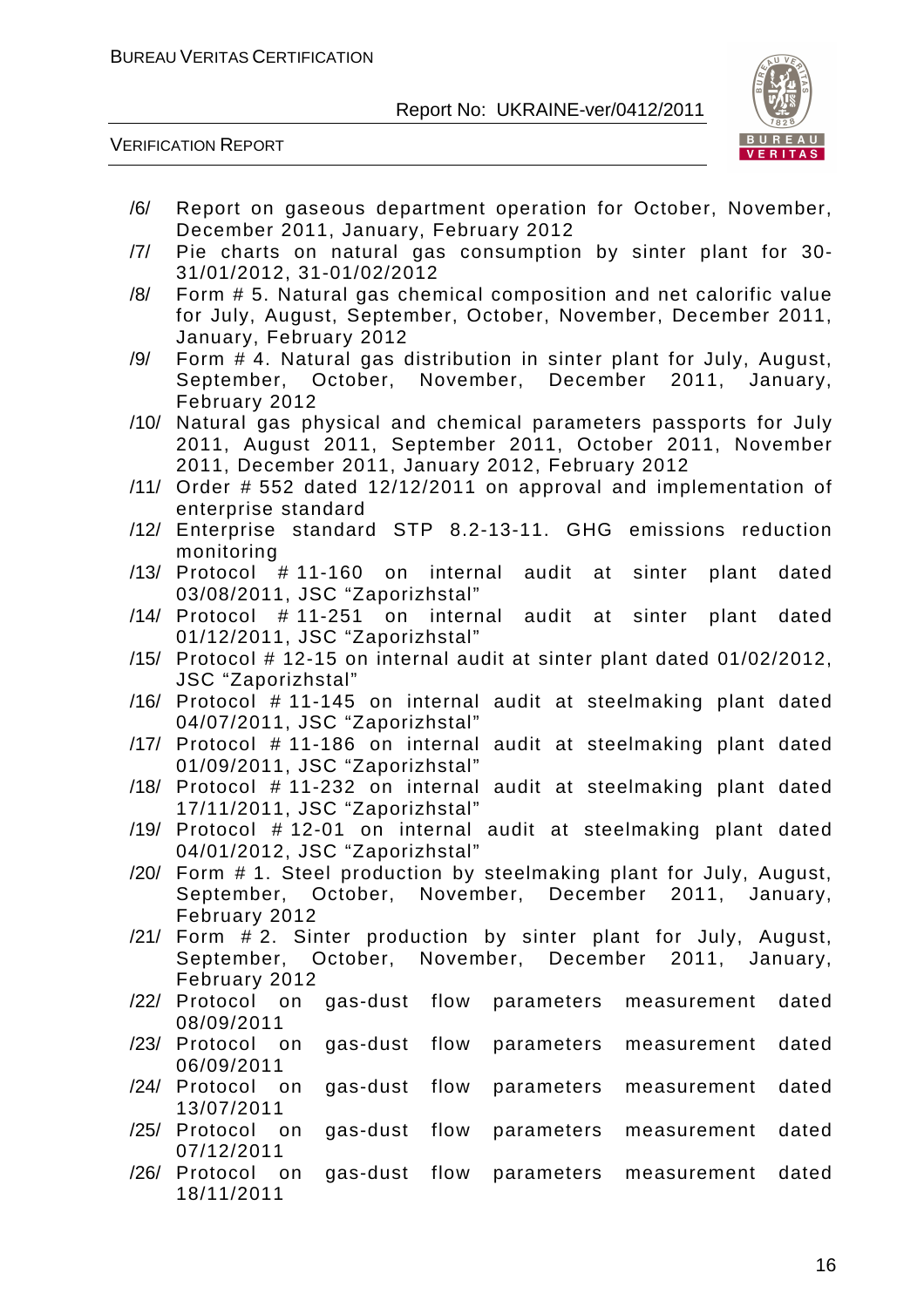/6/ Report on gaseous department operation for October, November, December 2011, January, February 2012

/7/ Pie charts on natural gas consumption by sinter plant for 30-31/01/2012, 31-01/02/2012

/8/ Form # 5. Natural gas chemical composition and net calorific value for July, August, September, October, November, December 2011, January, February 2012

/9/ Form # 4. Natural gas distribution in sinter plant for July, August, September, October, November, December 2011, January, February 2012

/10/ Natural gas physical and chemical parameters passports for July 2011, August 2011, September 2011, October 2011, November 2011, December 2011, January 2012, February 2012

/11/ Order # 552 dated 12/12/2011 on approval and implementation of enterprise standard

/12/ Enterprise standard STP 8.2-13-11. GHG emissions reduction monitoring

/13/ Protocol # 11-160 on internal audit at sinter plant dated 03/08/2011, JSC "Zaporizhstal"

/14/ Protocol # 11-251 on internal audit at sinter plant dated 01/12/2011, JSC "Zaporizhstal"

/15/ Protocol # 12-15 on internal audit at sinter plant dated 01/02/2012, JSC "Zaporizhstal"

/16/ Protocol # 11-145 on internal audit at steelmaking plant dated 04/07/2011, JSC "Zaporizhstal"

/17/ Protocol # 11-186 on internal audit at steelmaking plant dated 01/09/2011, JSC "Zaporizhstal"

/18/ Protocol # 11-232 on internal audit at steelmaking plant dated 17/11/2011, JSC "Zaporizhstal"

/19/ Protocol # 12-01 on internal audit at steelmaking plant dated 04/01/2012, JSC "Zaporizhstal"

/20/ Form # 1. Steel production by steelmaking plant for July, August, September, October, November, December 2011, January, February 2012

/21/ Form # 2. Sinter production by sinter plant for July, August, September, October, November, December 2011, January, February 2012

/22/ Protocol on gas-dust flow parameters measurement dated 08/09/2011

/23/ Protocol on gas-dust flow parameters measurement dated 06/09/2011

/24/ Protocol on gas-dust flow parameters measurement dated 13/07/2011

/25/ Protocol on gas-dust flow parameters measurement dated 07/12/2011

/26/ Protocol on gas-dust flow parameters measurement dated 18/11/2011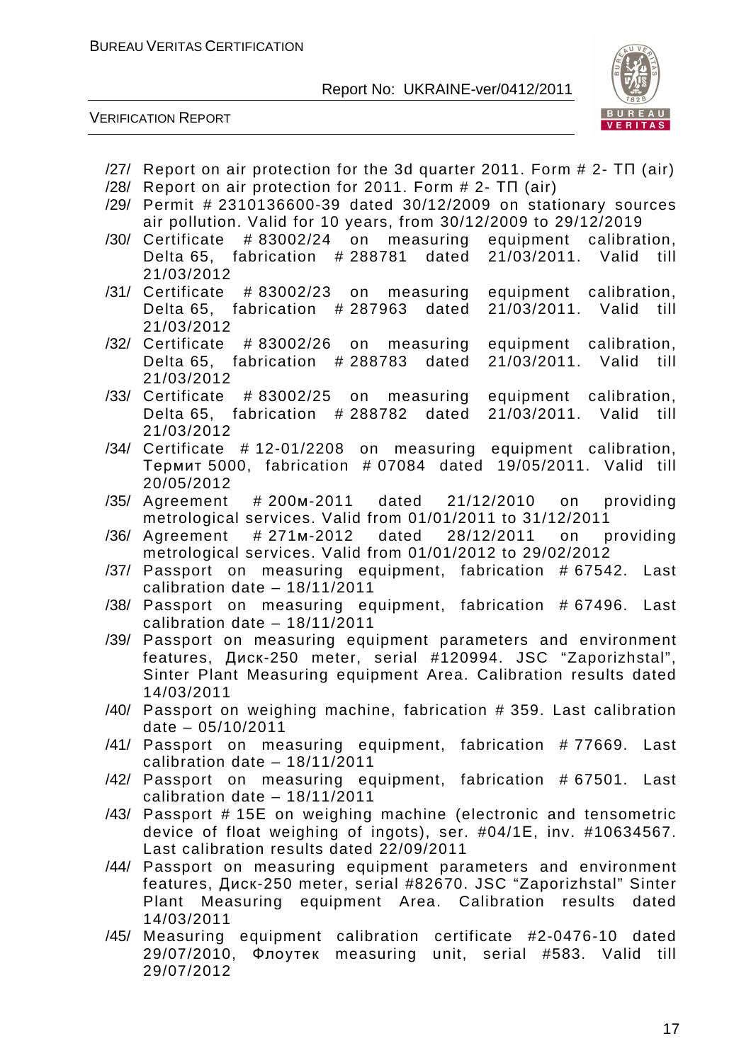/27/ Report on air protection for the 3d quarter 2011. Form # 2- ТП (air)

/28/ Report on air protection for 2011. Form # 2- ТП (air)

/29/ Permit # 2310136600-39 dated 30/12/2009 on stationary sources air pollution. Valid for 10 years, from 30/12/2009 to 29/12/2019

/30/ Certificate # 83002/24 on measuring equipment calibration, Delta 65, fabrication # 288781 dated 21/03/2011. Valid till 21/03/2012

/31/ Certificate # 83002/23 on measuring equipment calibration, Delta 65, fabrication # 287963 dated 21/03/2011. Valid till 21/03/2012

/32/ Certificate # 83002/26 on measuring equipment calibration, Delta 65, fabrication # 288783 dated 21/03/2011. Valid till 21/03/2012

/33/ Certificate # 83002/25 on measuring equipment calibration, Delta 65, fabrication # 288782 dated 21/03/2011. Valid till 21/03/2012

/34/ Certificate # 12-01/2208 on measuring equipment calibration, Термит 5000, fabrication # 07084 dated 19/05/2011. Valid till 20/05/2012

/35/ Agreement # 200м-2011 dated 21/12/2010 on providing metrological services. Valid from 01/01/2011 to 31/12/2011

/36/ Agreement # 271м-2012 dated 28/12/2011 on providing metrological services. Valid from 01/01/2012 to 29/02/2012

/37/ Passport on measuring equipment, fabrication # 67542. Last calibration date – 18/11/2011

/38/ Passport on measuring equipment, fabrication # 67496. Last calibration date – 18/11/2011

/39/ Passport on measuring equipment parameters and environment features, Диск-250 meter, serial #120994. JSC "Zaporizhstal", Sinter Plant Measuring equipment Area. Calibration results dated 14/03/2011

/40/ Passport on weighing machine, fabrication # 359. Last calibration date – 05/10/2011

/41/ Passport on measuring equipment, fabrication # 77669. Last calibration date – 18/11/2011

/42/ Passport on measuring equipment, fabrication # 67501. Last calibration date – 18/11/2011

/43/ Passport # 15E on weighing machine (electronic and tensometric device of float weighing of ingots), ser. #04/1E, inv. #10634567. Last calibration results dated 22/09/2011

/44/ Passport on measuring equipment parameters and environment features, Диск-250 meter, serial #82670. JSC "Zaporizhstal" Sinter Plant Measuring equipment Area. Calibration results dated 14/03/2011

/45/ Measuring equipment calibration certificate #2-0476-10 dated 29/07/2010, Флоутек measuring unit, serial #583. Valid till 29/07/2012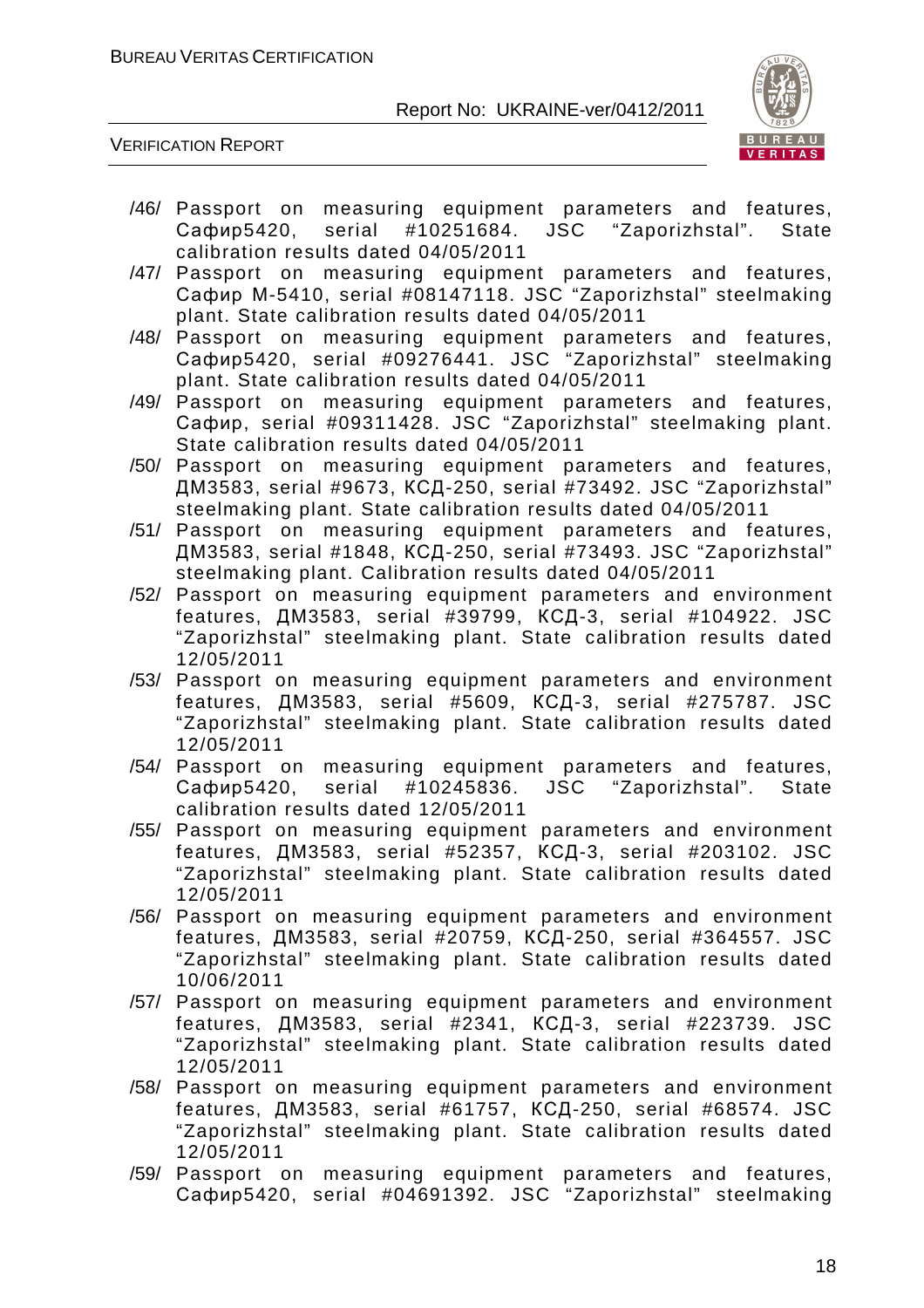/46/ Passport on measuring equipment parameters and features, Сафир5420, serial #10251684. JSC "Zaporizhstal". State calibration results dated 04/05/2011

/47/ Passport on measuring equipment parameters and features, Сафир М-5410, serial #08147118. JSC "Zaporizhstal" steelmaking plant. State calibration results dated 04/05/2011

/48/ Passport on measuring equipment parameters and features, Сафир5420, serial #09276441. JSC "Zaporizhstal" steelmaking plant. State calibration results dated 04/05/2011

/49/ Passport on measuring equipment parameters and features, Сафир, serial #09311428. JSC "Zaporizhstal" steelmaking plant. State calibration results dated 04/05/2011

/50/ Passport on measuring equipment parameters and features, ДМ3583, serial #9673, КСД-250, serial #73492. JSC "Zaporizhstal" steelmaking plant. State calibration results dated 04/05/2011

/51/ Passport on measuring equipment parameters and features, ДМ3583, serial #1848, КСД-250, serial #73493. JSC "Zaporizhstal" steelmaking plant. Calibration results dated 04/05/2011

/52/ Passport on measuring equipment parameters and environment features, ДМ3583, serial #39799, КСД-3, serial #104922. JSC "Zaporizhstal" steelmaking plant. State calibration results dated 12/05/2011

/53/ Passport on measuring equipment parameters and environment features, ДМ3583, serial #5609, КСД-3, serial #275787. JSC "Zaporizhstal" steelmaking plant. State calibration results dated 12/05/2011

/54/ Passport on measuring equipment parameters and features, Сафир5420, serial #10245836. JSC "Zaporizhstal". State calibration results dated 12/05/2011

/55/ Passport on measuring equipment parameters and environment features, ДМ3583, serial #52357, КСД-3, serial #203102. JSC "Zaporizhstal" steelmaking plant. State calibration results dated 12/05/2011

/56/ Passport on measuring equipment parameters and environment features, ДМ3583, serial #20759, КСД-250, serial #364557. JSC "Zaporizhstal" steelmaking plant. State calibration results dated 10/06/2011

/57/ Passport on measuring equipment parameters and environment features, ДМ3583, serial #2341, КСД-3, serial #223739. JSC "Zaporizhstal" steelmaking plant. State calibration results dated 12/05/2011

/58/ Passport on measuring equipment parameters and environment features, ДМ3583, serial #61757, КСД-250, serial #68574. JSC "Zaporizhstal" steelmaking plant. State calibration results dated 12/05/2011

/59/ Passport on measuring equipment parameters and features, Сафир5420, serial #04691392. JSC "Zaporizhstal" steelmaking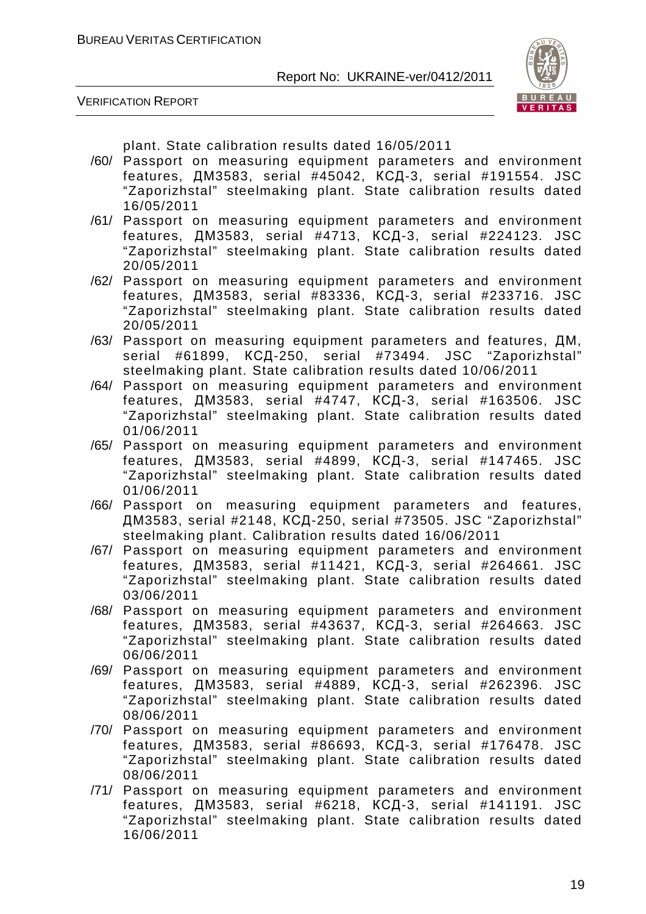plant. State calibration results dated 16/05/2011

/60/ Passport on measuring equipment parameters and environment features, ДМ3583, serial #45042, КСД-3, serial #191554. JSC "Zaporizhstal" steelmaking plant. State calibration results dated 16/05/2011

/61/ Passport on measuring equipment parameters and environment features, ДМ3583, serial #4713, КСД-3, serial #224123. JSC "Zaporizhstal" steelmaking plant. State calibration results dated 20/05/2011

/62/ Passport on measuring equipment parameters and environment features, ДМ3583, serial #83336, КСД-3, serial #233716. JSC "Zaporizhstal" steelmaking plant. State calibration results dated 20/05/2011

/63/ Passport on measuring equipment parameters and features, ДМ, serial #61899, КСД-250, serial #73494. JSC "Zaporizhstal" steelmaking plant. State calibration results dated 10/06/2011

/64/ Passport on measuring equipment parameters and environment features, ДМ3583, serial #4747, КСД-3, serial #163506. JSC "Zaporizhstal" steelmaking plant. State calibration results dated 01/06/2011

/65/ Passport on measuring equipment parameters and environment features, ДМ3583, serial #4899, КСД-3, serial #147465. JSC "Zaporizhstal" steelmaking plant. State calibration results dated 01/06/2011

/66/ Passport on measuring equipment parameters and features, ДМ3583, serial #2148, КСД-250, serial #73505. JSC "Zaporizhstal" steelmaking plant. Calibration results dated 16/06/2011

/67/ Passport on measuring equipment parameters and environment features, ДМ3583, serial #11421, КСД-3, serial #264661. JSC "Zaporizhstal" steelmaking plant. State calibration results dated 03/06/2011

/68/ Passport on measuring equipment parameters and environment features, ДМ3583, serial #43637, КСД-3, serial #264663. JSC "Zaporizhstal" steelmaking plant. State calibration results dated 06/06/2011

/69/ Passport on measuring equipment parameters and environment features, ДМ3583, serial #4889, КСД-3, serial #262396. JSC "Zaporizhstal" steelmaking plant. State calibration results dated 08/06/2011

/70/ Passport on measuring equipment parameters and environment features, ДМ3583, serial #86693, КСД-3, serial #176478. JSC "Zaporizhstal" steelmaking plant. State calibration results dated 08/06/2011

/71/ Passport on measuring equipment parameters and environment features, ДМ3583, serial #6218, КСД-3, serial #141191. JSC "Zaporizhstal" steelmaking plant. State calibration results dated 16/06/2011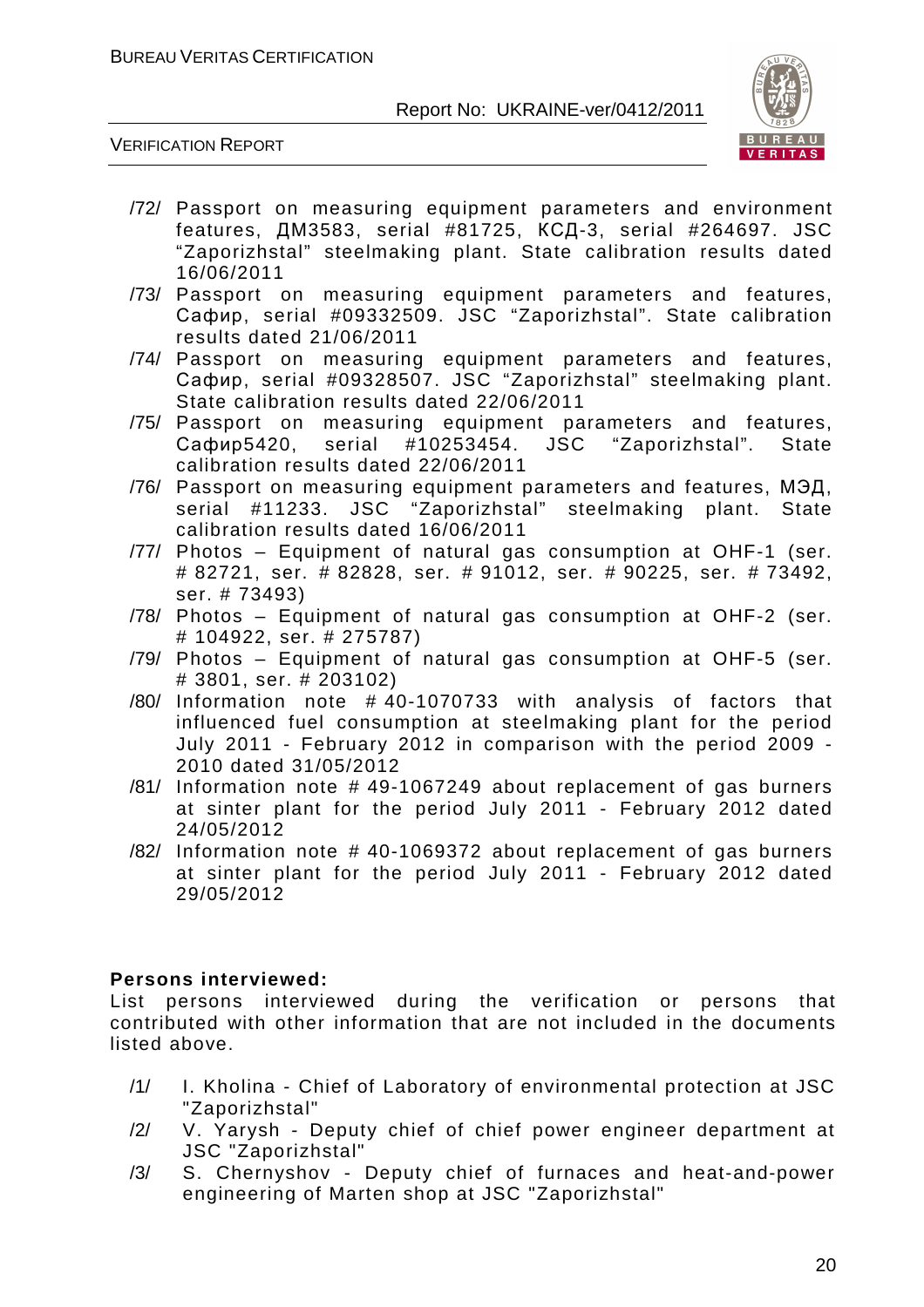/72/ Passport on measuring equipment parameters and environment features, ДМ3583, serial #81725, КСД-3, serial #264697. JSC "Zaporizhstal" steelmaking plant. State calibration results dated 16/06/2011

/73/ Passport on measuring equipment parameters and features, Сафир, serial #09332509. JSC "Zaporizhstal". State calibration results dated 21/06/2011

/74/ Passport on measuring equipment parameters and features, Сафир, serial #09328507. JSC "Zaporizhstal" steelmaking plant. State calibration results dated 22/06/2011

/75/ Passport on measuring equipment parameters and features, Сафир5420, serial #10253454. JSC "Zaporizhstal". State calibration results dated 22/06/2011

/76/ Passport on measuring equipment parameters and features, МЭД, serial #11233. JSC "Zaporizhstal" steelmaking plant. State calibration results dated 16/06/2011

/77/ Photos – Equipment of natural gas consumption at OHF-1 (ser. # 82721, ser. # 82828, ser. # 91012, ser. # 90225, ser. # 73492, ser. # 73493)

/78/ Photos – Equipment of natural gas consumption at OHF-2 (ser. # 104922, ser. # 275787)

/79/ Photos – Equipment of natural gas consumption at OHF-5 (ser. # 3801, ser. # 203102)

/80/ Information note # 40-1070733 with analysis of factors that influenced fuel consumption at steelmaking plant for the period July 2011 - February 2012 in comparison with the period 2009 - 2010 dated 31/05/2012

/81/ Information note # 49-1067249 about replacement of gas burners at sinter plant for the period July 2011 - February 2012 dated 24/05/2012

/82/ Information note # 40-1069372 about replacement of gas burners at sinter plant for the period July 2011 - February 2012 dated 29/05/2012

**Persons interviewed:**

List persons interviewed during the verification or persons that contributed with other information that are not included in the documents listed above.

/1/ I. Kholina - Chief of Laboratory of environmental protection at JSC "Zaporizhstal"

/2/ V. Yarysh - Deputy chief of chief power engineer department at JSC "Zaporizhstal"

/3/ S. Chernyshov - Deputy chief of furnaces and heat-and-power engineering of Marten shop at JSC "Zaporizhstal"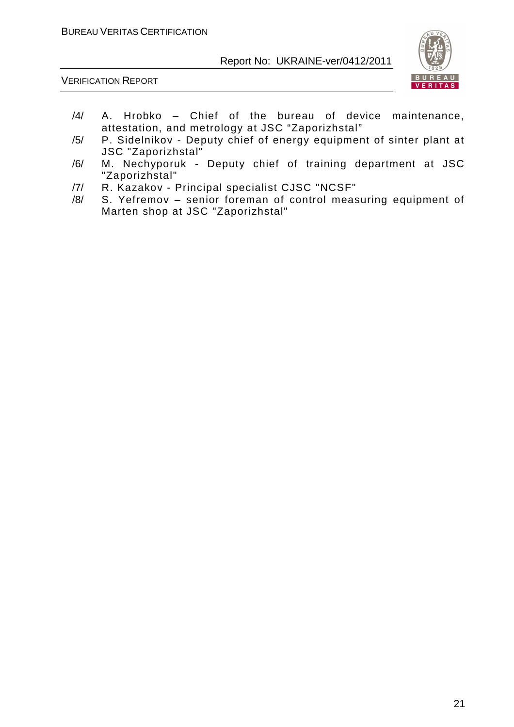/4/ A. Hrobko – Chief of the bureau of device maintenance, attestation, and metrology at JSC “Zaporizhstal”

/5/ P. Sidelnikov - Deputy chief of energy equipment of sinter plant at JSC "Zaporizhstal"

/6/ M. Nechyporuk - Deputy chief of training department at JSC "Zaporizhstal"

/7/ R. Kazakov - Principal specialist CJSC "NCSF"

/8/ S. Yefremov – senior foreman of control measuring equipment of Marten shop at JSC "Zaporizhstal"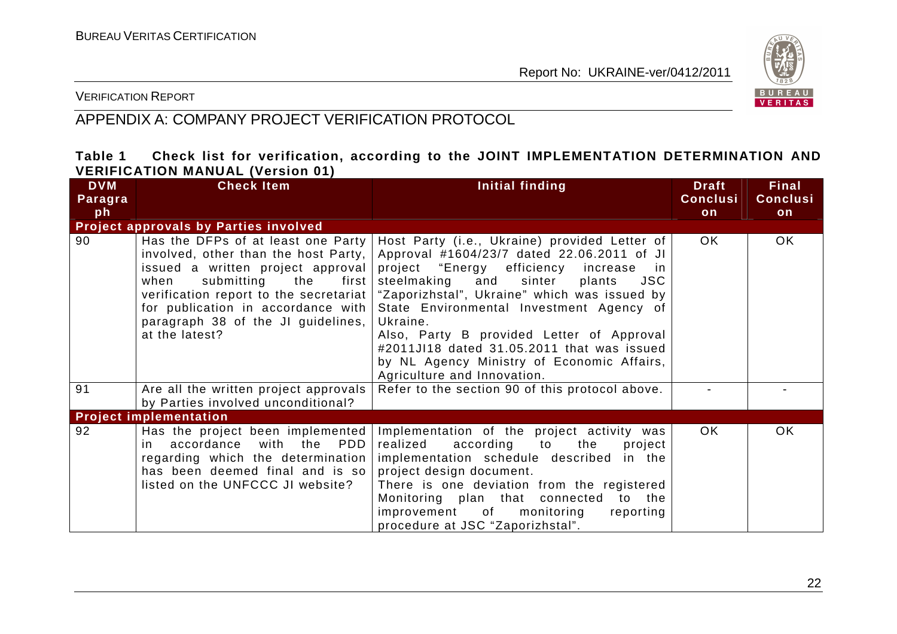## APPENDIX A: COMPANY PROJECT VERIFICATION PROTOCOL

**Table 1 Check list for verification, according to the JOINT IMPLEMENTATION DETERMINATION AND VERIFICATION MANUAL (Version 01)**

| DVM Paragraph | Check Item | Initial finding | Draft Conclusion | Final Conclusion |
|---|---|---|---|---|
| **Project approvals by Parties involved** | | | | |
| 90 | Has the DFPs of at least one Party involved, other than the host Party, issued a written project approval when submitting the first verification report to the secretariat for publication in accordance with paragraph 38 of the JI guidelines, at the latest? | Host Party (i.e., Ukraine) provided Letter of Approval #1604/23/7 dated 22.06.2011 of JI project "Energy efficiency increase in steelmaking and sinter plants JSC "Zaporizhstal", Ukraine" which was issued by State Environmental Investment Agency of Ukraine.<br>Also, Party B provided Letter of Approval #2011JI18 dated 31.05.2011 that was issued by NL Agency Ministry of Economic Affairs, Agriculture and Innovation. | OK | OK |
| 91 | Are all the written project approvals by Parties involved unconditional? | Refer to the section 90 of this protocol above. | - | - |
| **Project implementation** | | | | |
| 92 | Has the project been implemented in accordance with the PDD regarding which the determination has been deemed final and is so listed on the UNFCCC JI website? | Implementation of the project activity was realized according to the project implementation schedule described in the project design document.<br>There is one deviation from the registered Monitoring plan that connected to the improvement of monitoring reporting procedure at JSC "Zaporizhstal". | OK | OK |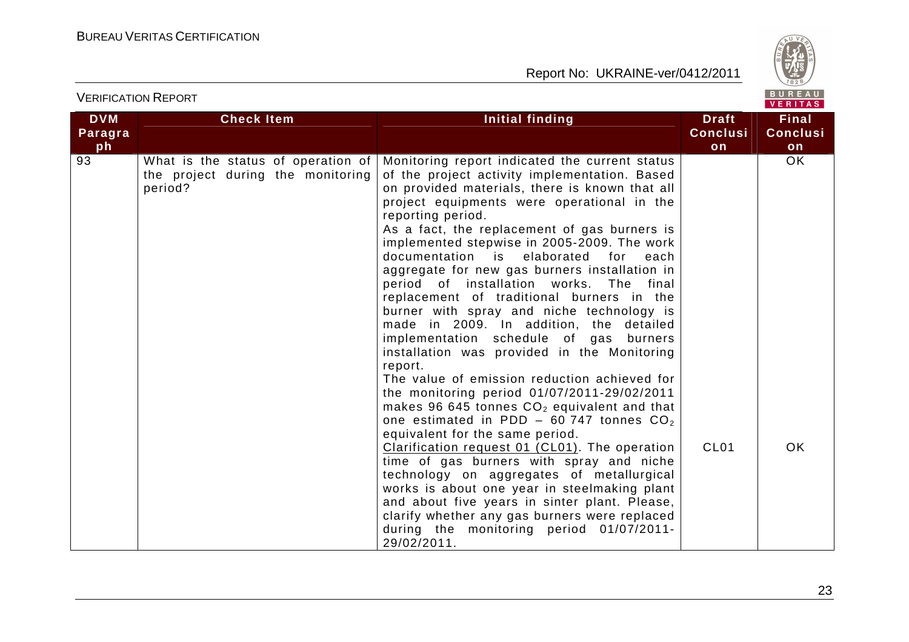VERIFICATION REPORT

| DVM Paragraph | Check Item | Initial finding | Draft Conclusion | Final Conclusion |
|---|---|---|---|---|
| 93 | What is the status of operation of the project during the monitoring period? | Monitoring report indicated the current status of the project activity implementation. Based on provided materials, there is known that all project equipments were operational in the reporting period.<br>As a fact, the replacement of gas burners is implemented stepwise in 2005-2009. The work documentation is elaborated for each aggregate for new gas burners installation in period of installation works. The final replacement of traditional burners in the burner with spray and niche technology is made in 2009. In addition, the detailed implementation schedule of gas burners installation was provided in the Monitoring report.<br>The value of emission reduction achieved for the monitoring period 01/07/2011-29/02/2011 makes 96 645 tonnes $CO_2$ equivalent and that one estimated in PDD – 60 747 tonnes $CO_2$ equivalent for the same period. | | OK |
| | | Clarification request 01 (CL01). The operation time of gas burners with spray and niche technology on aggregates of metallurgical works is about one year in steelmaking plant and about five years in sinter plant. Please, clarify whether any gas burners were replaced during the monitoring period 01/07/2011-29/02/2011. | CL01 | OK |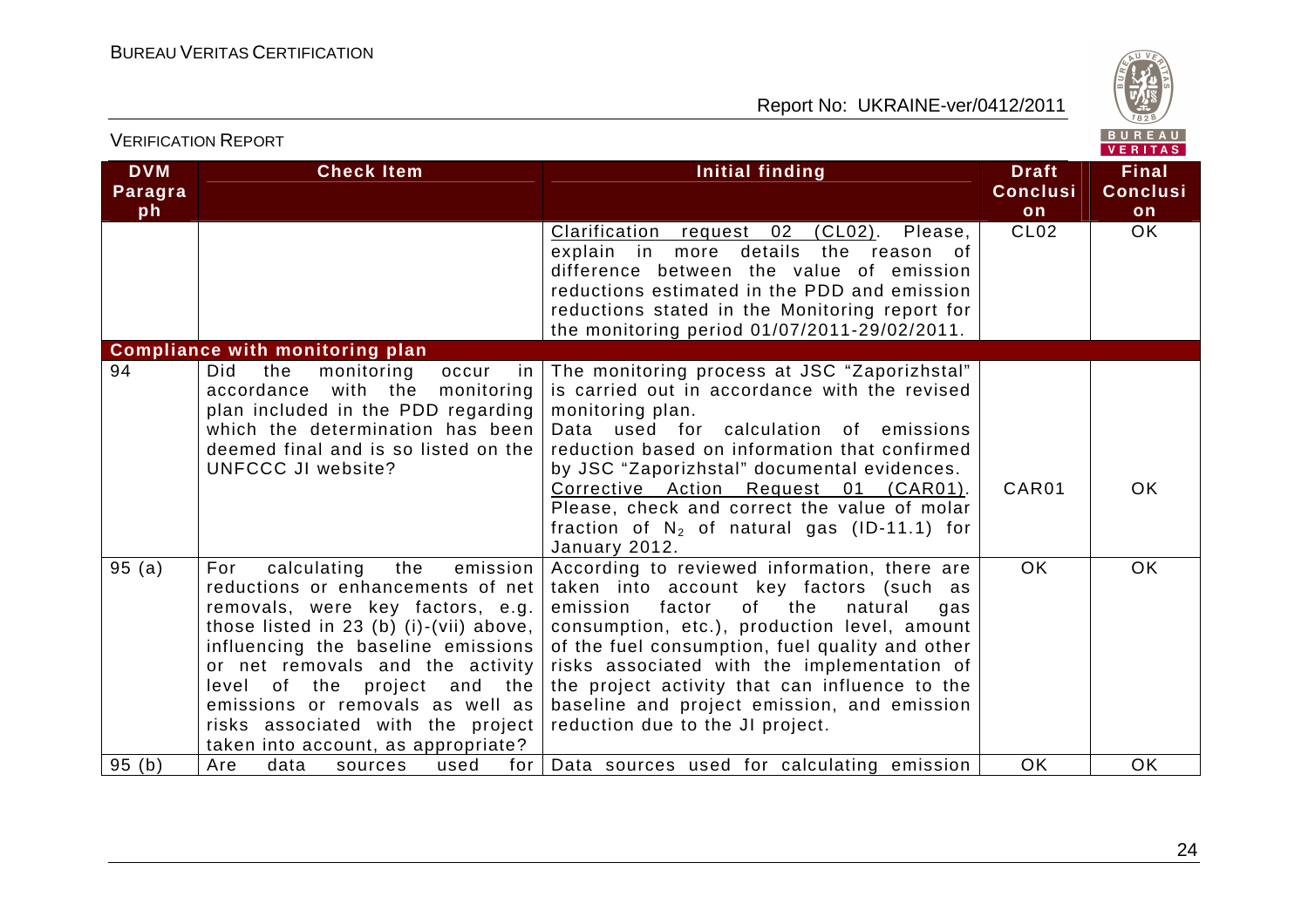| DVM Paragraph | Check Item | Initial finding | Draft Conclusion | Final Conclusion |
|---|---|---|---|---|
| | | Clarification request 02 (CL02). Please, explain in more details the reason of difference between the value of emission reductions estimated in the PDD and emission reductions stated in the Monitoring report for the monitoring period 01/07/2011-29/02/2011. | CL02 | OK |
| **Compliance with monitoring plan** | | | | |
| 94 | Did the monitoring occur in accordance with the monitoring plan included in the PDD regarding which the determination has been deemed final and is so listed on the UNFCCC JI website? | The monitoring process at JSC "Zaporizhstal" is carried out in accordance with the revised monitoring plan. Data used for calculation of emissions reduction based on information that confirmed by JSC "Zaporizhstal" documental evidences. Corrective Action Request 01 (CAR01). Please, check and correct the value of molar fraction of $N_2$ of natural gas (ID-11.1) for January 2012. | CAR01 | OK |
| 95 (a) | For calculating the emission reductions or enhancements of net removals, were key factors, e.g. those listed in 23 (b) (i)-(vii) above, influencing the baseline emissions or net removals and the activity level of the project and the emissions or removals as well as risks associated with the project taken into account, as appropriate? | According to reviewed information, there are taken into account key factors (such as emission factor of the natural gas consumption, etc.), production level, amount of the fuel consumption, fuel quality and other risks associated with the implementation of the project activity that can influence to the baseline and project emission, and emission reduction due to the JI project. | OK | OK |
| 95 (b) | Are data sources used for | Data sources used for calculating emission | OK | OK |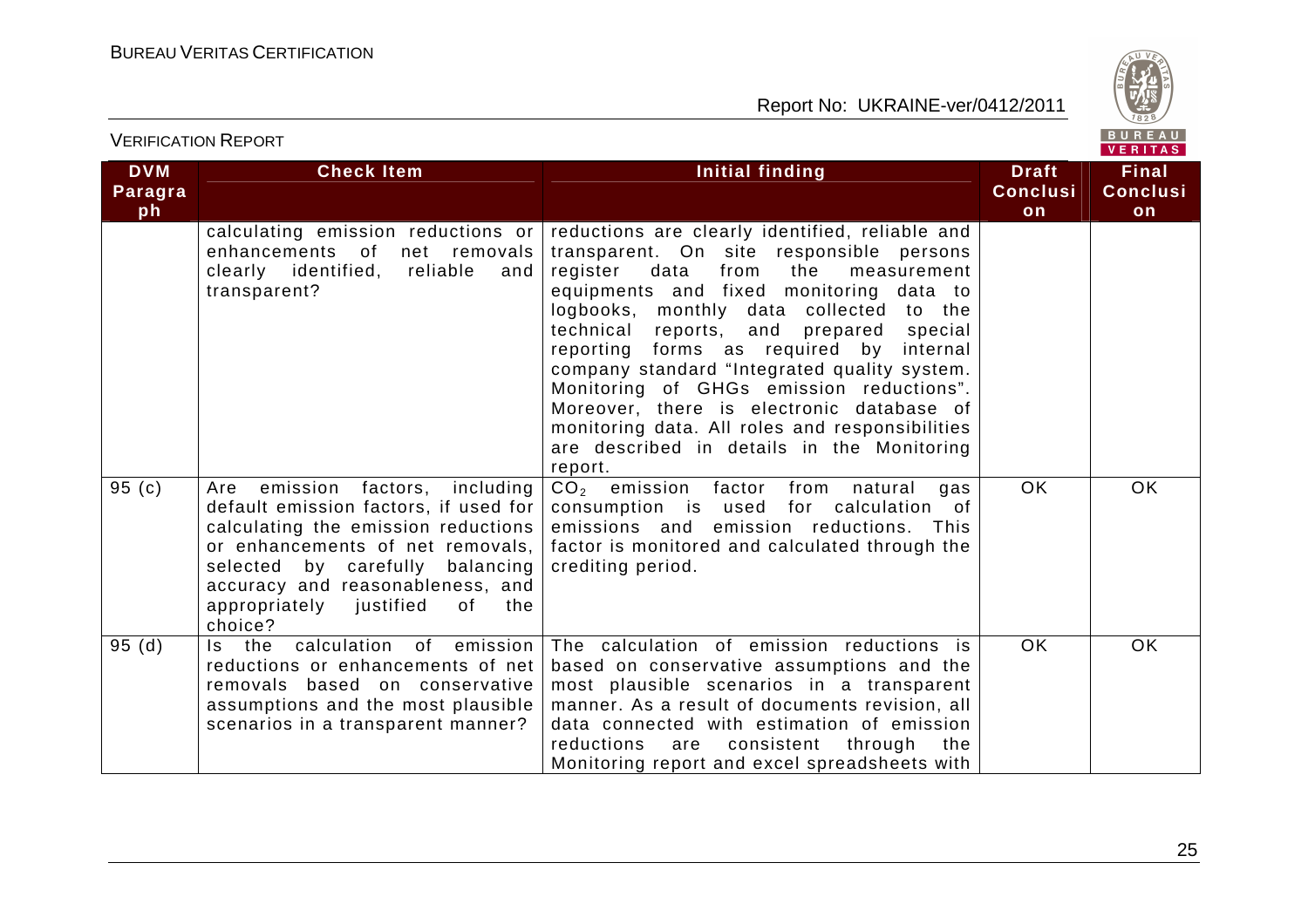| DVM Paragraph | Check Item | Initial finding | Draft Conclusion | Final Conclusion |
|---|---|---|---|---|
| | calculating emission reductions or enhancements of net removals clearly identified, reliable and transparent? | reductions are clearly identified, reliable and transparent. On site responsible persons register data from the measurement equipments and fixed monitoring data to logbooks, monthly data collected to the technical reports, and prepared special reporting forms as required by internal company standard "Integrated quality system. Monitoring of GHGs emission reductions". Moreover, there is electronic database of monitoring data. All roles and responsibilities are described in details in the Monitoring report. | | |
| 95 (c) | Are emission factors, including default emission factors, if used for calculating the emission reductions or enhancements of net removals, selected by carefully balancing accuracy and reasonableness, and appropriately justified of the choice? | $CO_2$ emission factor from natural gas consumption is used for calculation of emissions and emission reductions. This factor is monitored and calculated through the crediting period. | OK | OK |
| 95 (d) | Is the calculation of emission reductions or enhancements of net removals based on conservative assumptions and the most plausible scenarios in a transparent manner? | The calculation of emission reductions is based on conservative assumptions and the most plausible scenarios in a transparent manner. As a result of documents revision, all data connected with estimation of emission reductions are consistent through the Monitoring report and excel spreadsheets with | OK | OK |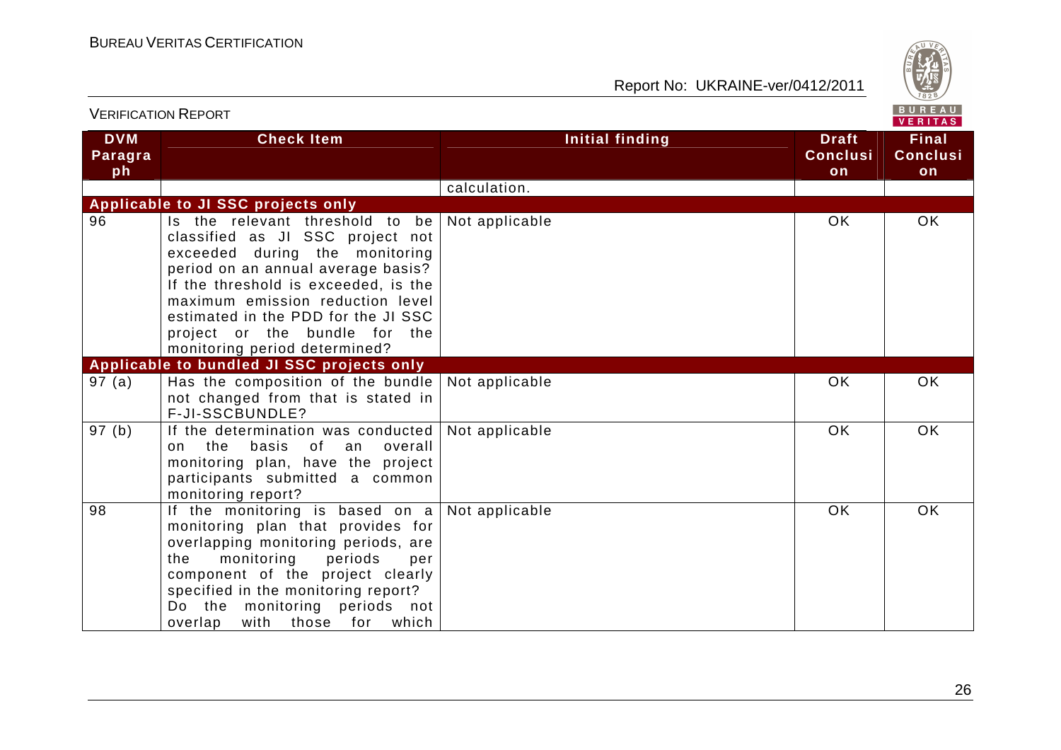| DVM Paragraph | Check Item | Initial finding | Draft Conclusion | Final Conclusion |
|---|---|---|---|---|
| | | calculation. | | |
| **Applicable to JI SSC projects only** | | | | |
| 96 | Is the relevant threshold to be classified as JI SSC project not exceeded during the monitoring period on an annual average basis? If the threshold is exceeded, is the maximum emission reduction level estimated in the PDD for the JI SSC project or the bundle for the monitoring period determined? | Not applicable | OK | OK |
| **Applicable to bundled JI SSC projects only** | | | | |
| 97 (a) | Has the composition of the bundle not changed from that is stated in F-JI-SSCBUNDLE? | Not applicable | OK | OK |
| 97 (b) | If the determination was conducted on the basis of an overall monitoring plan, have the project participants submitted a common monitoring report? | Not applicable | OK | OK |
| 98 | If the monitoring is based on a monitoring plan that provides for overlapping monitoring periods, are the monitoring periods per component of the project clearly specified in the monitoring report? Do the monitoring periods not overlap with those for which | Not applicable | OK | OK |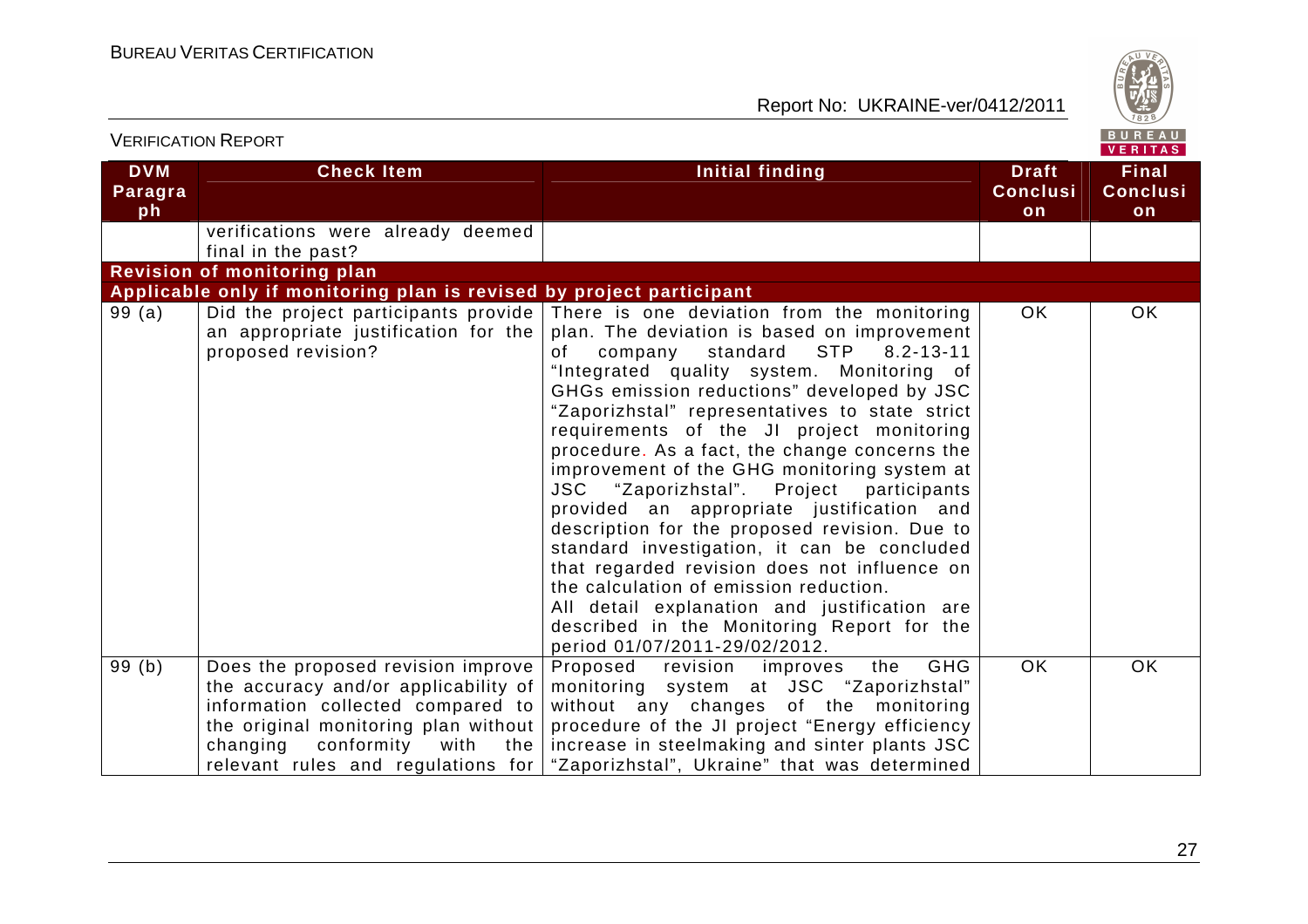| DVM Paragraph | Check Item | Initial finding | Draft Conclusion | Final Conclusion |
|---|---|---|---|---|
| | verifications were already deemed final in the past? | | | |
| **Revision of monitoring plan** | | | | |
| **Applicable only if monitoring plan is revised by project participant** | | | | |
| 99 (a) | Did the project participants provide an appropriate justification for the proposed revision? | There is one deviation from the monitoring plan. The deviation is based on improvement of company standard STP 8.2-13-11 "Integrated quality system. Monitoring of GHGs emission reductions" developed by JSC "Zaporizhstal" representatives to state strict requirements of the JI project monitoring procedure. As a fact, the change concerns the improvement of the GHG monitoring system at JSC "Zaporizhstal". Project participants provided an appropriate justification and description for the proposed revision. Due to standard investigation, it can be concluded that regarded revision does not influence on the calculation of emission reduction.<br>All detail explanation and justification are described in the Monitoring Report for the period 01/07/2011-29/02/2012. | OK | OK |
| 99 (b) | Does the proposed revision improve the accuracy and/or applicability of information collected compared to the original monitoring plan without changing conformity with the relevant rules and regulations for | Proposed revision improves the GHG monitoring system at JSC "Zaporizhstal" without any changes of the monitoring procedure of the JI project "Energy efficiency increase in steelmaking and sinter plants JSC "Zaporizhstal", Ukraine" that was determined | OK | OK |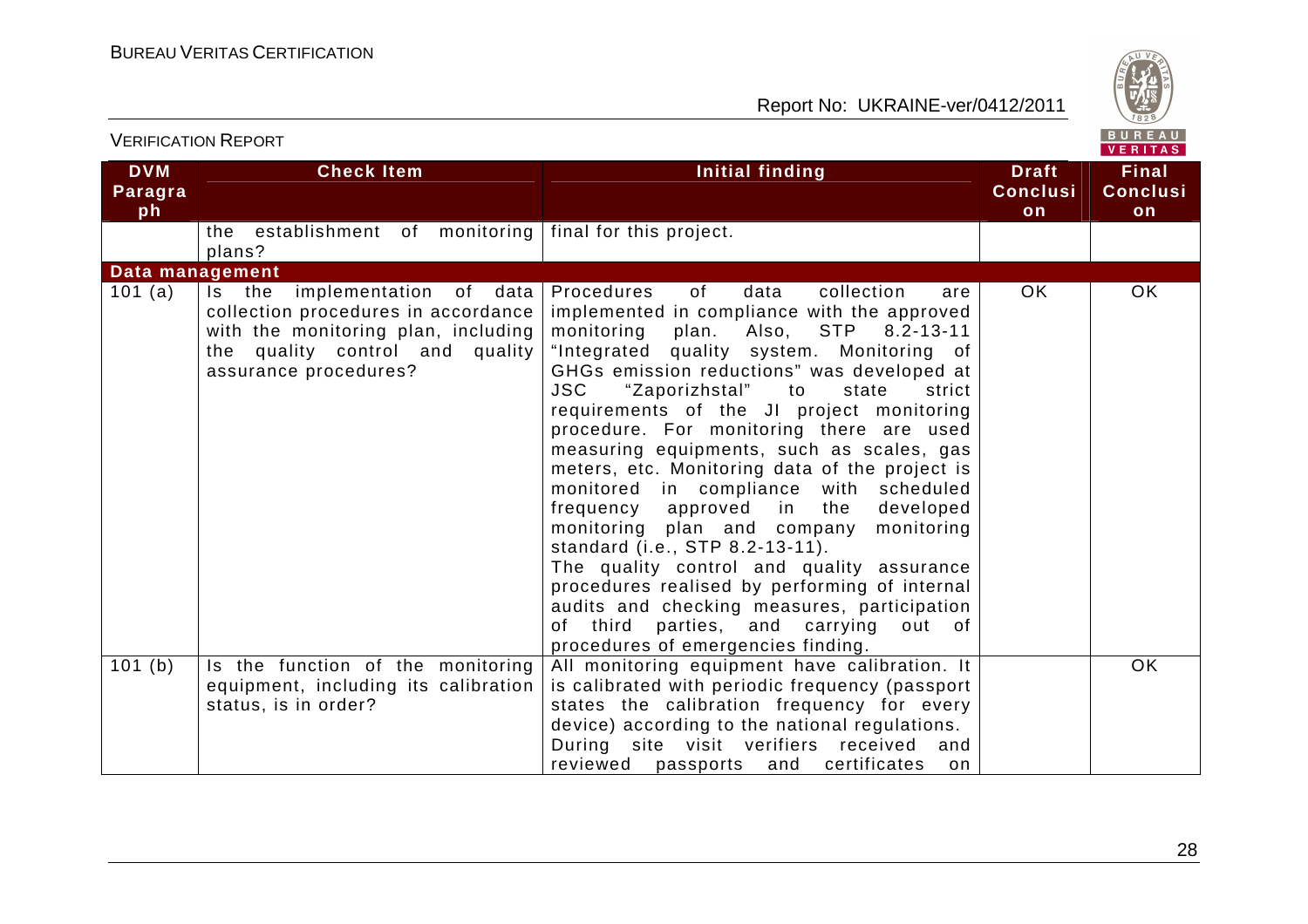| DVM Paragraph | Check Item | Initial finding | Draft Conclusion | Final Conclusion |
|---|---|---|---|---|
| | the establishment of monitoring plans? | final for this project. | | |
| **Data management** | | | | |
| 101 (a) | Is the implementation of data collection procedures in accordance with the monitoring plan, including the quality control and quality assurance procedures? | Procedures of data collection are implemented in compliance with the approved monitoring plan. Also, STP 8.2-13-11 "Integrated quality system. Monitoring of GHGs emission reductions" was developed at JSC "Zaporizhstal" to state strict requirements of the JI project monitoring procedure. For monitoring there are used measuring equipments, such as scales, gas meters, etc. Monitoring data of the project is monitored in compliance with scheduled frequency approved in the developed monitoring plan and company monitoring standard (i.e., STP 8.2-13-11).<br>The quality control and quality assurance procedures realised by performing of internal audits and checking measures, participation of third parties, and carrying out of procedures of emergencies finding. | OK | OK |
| 101 (b) | Is the function of the monitoring equipment, including its calibration status, is in order? | All monitoring equipment have calibration. It is calibrated with periodic frequency (passport states the calibration frequency for every device) according to the national regulations. During site visit verifiers received and reviewed passports and certificates on | | OK |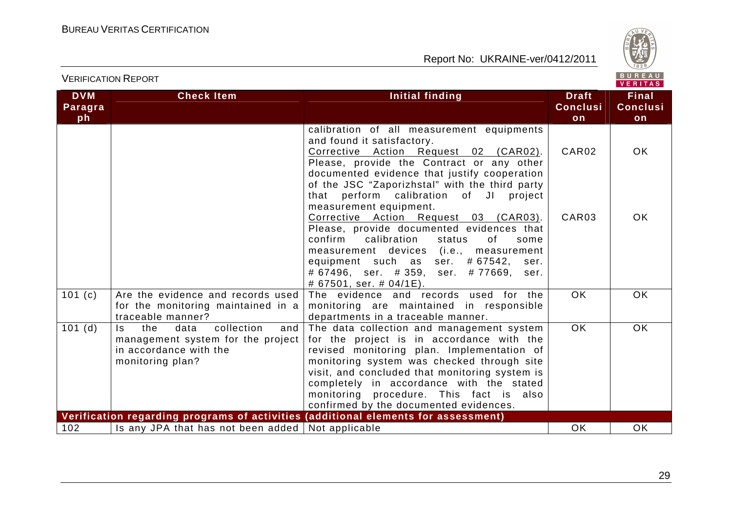| DVM Paragraph | Check Item | Initial finding | Draft Conclusion | Final Conclusion |
|---|---|---|---|---|
| | | calibration of all measurement equipments and found it satisfactory. | | |
| | | Corrective Action Request 02 (CAR02). Please, provide the Contract or any other documented evidence that justify cooperation of the JSC "Zaporizhstal" with the third party that perform calibration of JI project measurement equipment. | CAR02 | OK |
| | | Corrective Action Request 03 (CAR03). Please, provide documented evidences that confirm calibration status of some measurement devices (i.e., measurement equipment such as ser. # 67542, ser. # 67496, ser. # 359, ser. # 77669, ser. # 67501, ser. # 04/1E). | CAR03 | OK |
| 101 (c) | Are the evidence and records used for the monitoring maintained in a traceable manner? | The evidence and records used for the monitoring are maintained in responsible departments in a traceable manner. | OK | OK |
| 101 (d) | Is the data collection and management system for the project in accordance with the monitoring plan? | The data collection and management system for the project is in accordance with the revised monitoring plan. Implementation of monitoring system was checked through site visit, and concluded that monitoring system is completely in accordance with the stated monitoring procedure. This fact is also confirmed by the documented evidences. | OK | OK |
| **Verification regarding programs of activities (additional elements for assessment)** | | | | |
| 102 | Is any JPA that has not been added | Not applicable | OK | OK |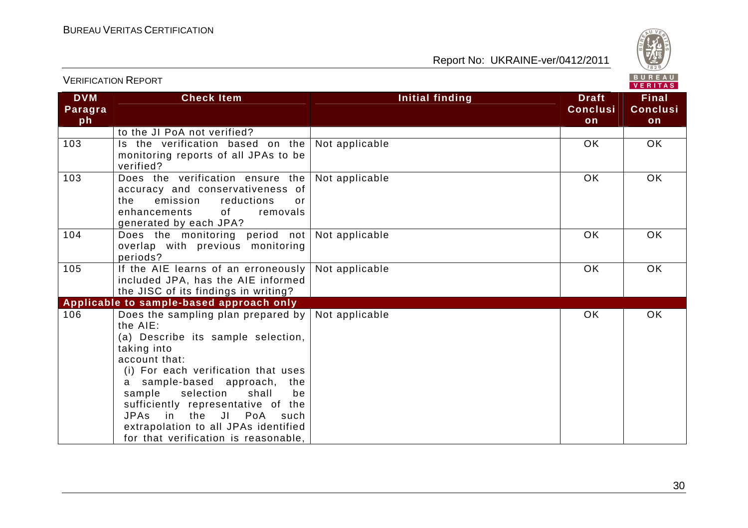| DVM Paragraph | Check Item | Initial finding | Draft Conclusion | Final Conclusion |
|---|---|---|---|---|
| | to the JI PoA not verified? | | | |
| 103 | Is the verification based on the monitoring reports of all JPAs to be verified? | Not applicable | OK | OK |
| 103 | Does the verification ensure the accuracy and conservativeness of the emission reductions or enhancements of removals generated by each JPA? | Not applicable | OK | OK |
| 104 | Does the monitoring period not overlap with previous monitoring periods? | Not applicable | OK | OK |
| 105 | If the AIE learns of an erroneously included JPA, has the AIE informed the JISC of its findings in writing? | Not applicable | OK | OK |
| **Applicable to sample-based approach only** | | | | |
| 106 | Does the sampling plan prepared by the AIE:<br>(a) Describe its sample selection, taking into account that:<br>(i) For each verification that uses a sample-based approach, the sample selection shall be sufficiently representative of the JPAs in the JI PoA such extrapolation to all JPAs identified for that verification is reasonable, | Not applicable | OK | OK |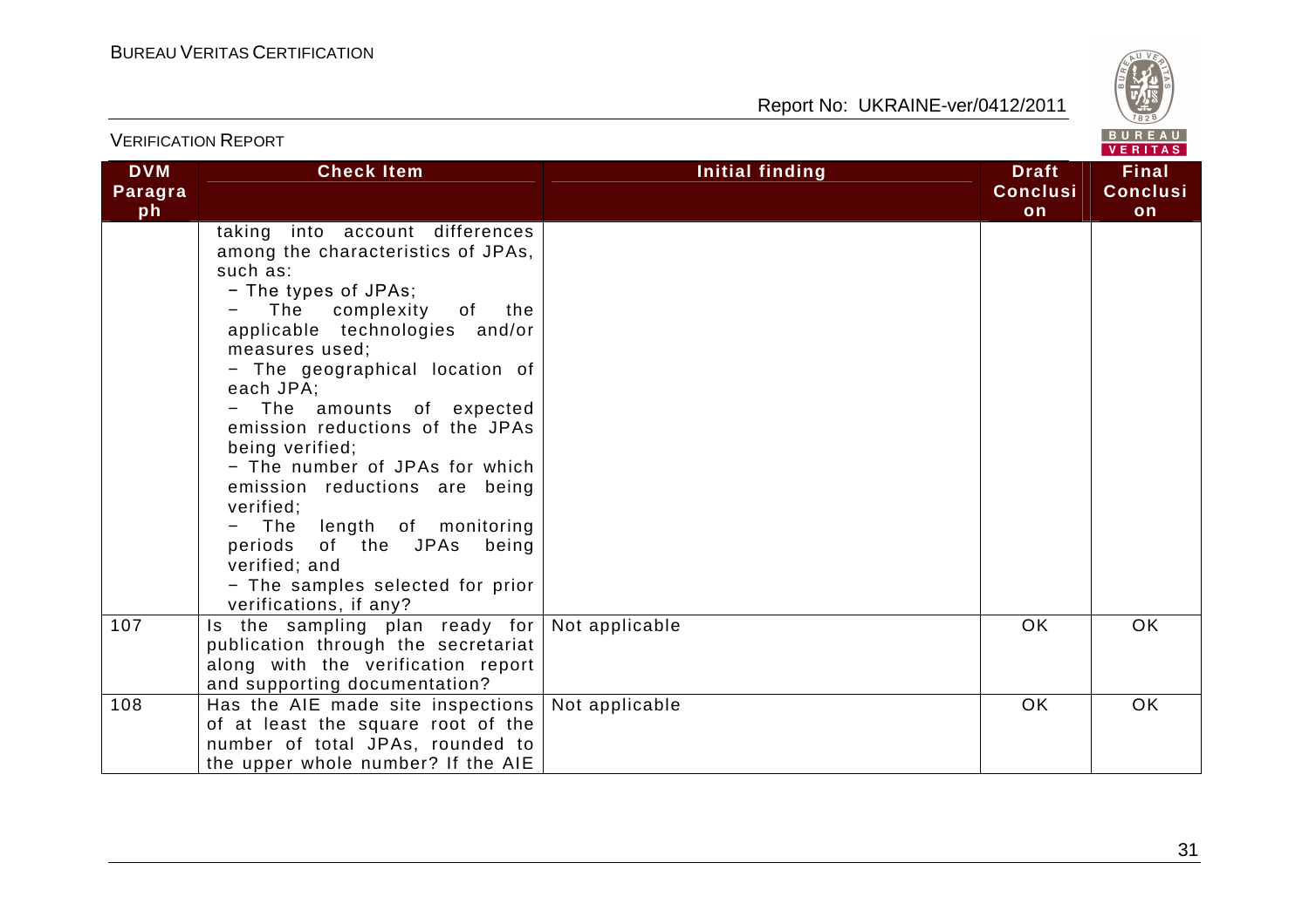| DVM Paragraph | Check Item | Initial finding | Draft Conclusion | Final Conclusion |
|---|---|---|---|---|
| | taking into account differences among the characteristics of JPAs, such as:<br>− The types of JPAs;<br>− The complexity of the applicable technologies and/or measures used;<br>− The geographical location of each JPA;<br>− The amounts of expected emission reductions of the JPAs being verified;<br>− The number of JPAs for which emission reductions are being verified;<br>− The length of monitoring periods of the JPAs being verified; and<br>− The samples selected for prior verifications, if any? | | | |
| 107 | Is the sampling plan ready for publication through the secretariat along with the verification report and supporting documentation? | Not applicable | OK | OK |
| 108 | Has the AIE made site inspections of at least the square root of the number of total JPAs, rounded to the upper whole number? If the AIE | Not applicable | OK | OK |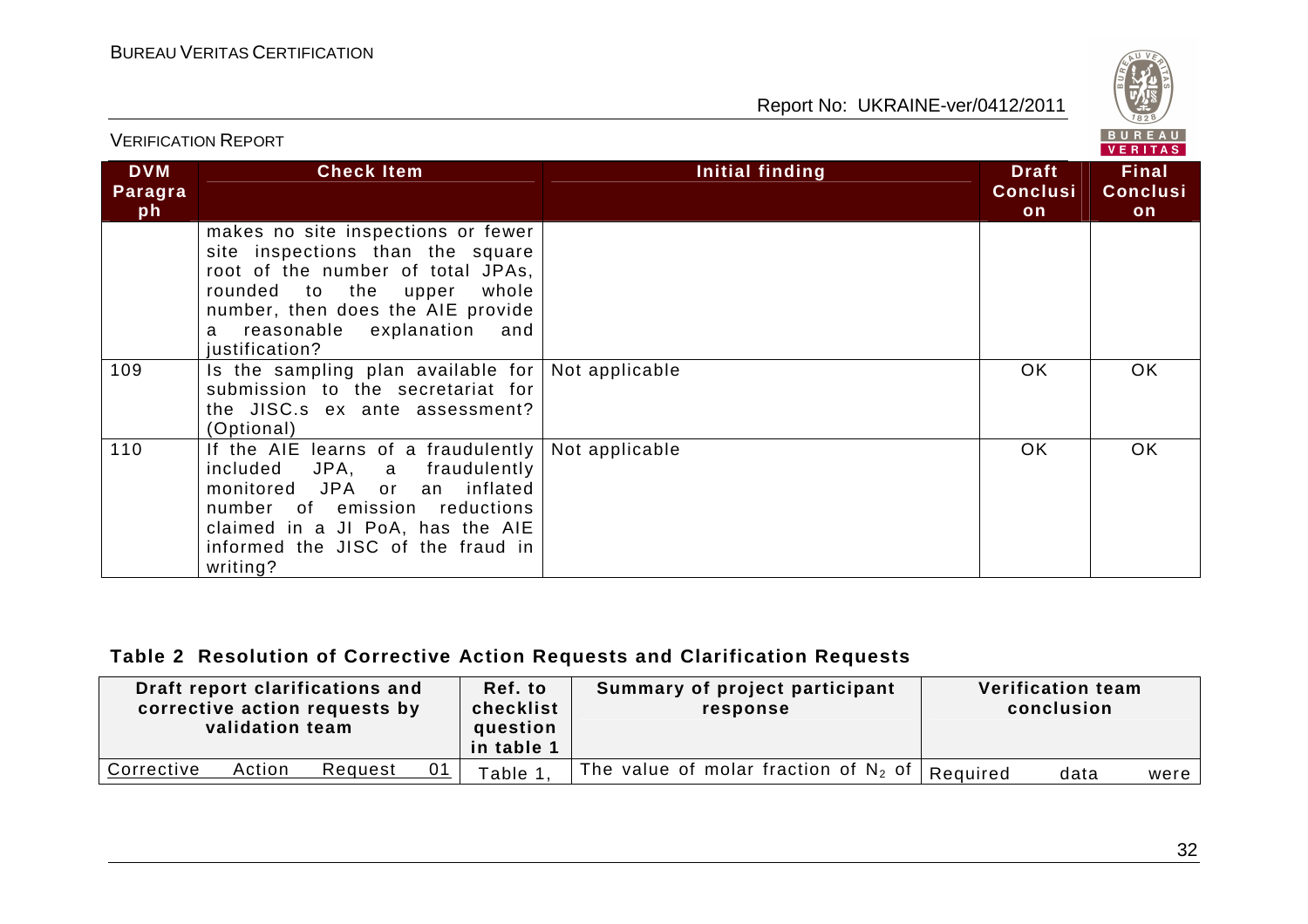| DVM Paragraph | Check Item | Initial finding | Draft Conclusion | Final Conclusion |
|---|---|---|---|---|
| | makes no site inspections or fewer site inspections than the square root of the number of total JPAs, rounded to the upper whole number, then does the AIE provide a reasonable explanation and justification? | | | |
| 109 | Is the sampling plan available for submission to the secretariat for the JISC.s ex ante assessment? (Optional) | Not applicable | OK | OK |
| 110 | If the AIE learns of a fraudulently included JPA, a fraudulently monitored JPA or an inflated number of emission reductions claimed in a JI PoA, has the AIE informed the JISC of the fraud in writing? | Not applicable | OK | OK |

**Table 2 Resolution of Corrective Action Requests and Clarification Requests**

| Draft report clarifications and corrective action requests by validation team | Ref. to checklist question in table 1 | Summary of project participant response | Verification team conclusion |
|---|---|---|---|
| Corrective Action Request 01 | Table 1, | The value of molar fraction of $N_2$ of | Required data were |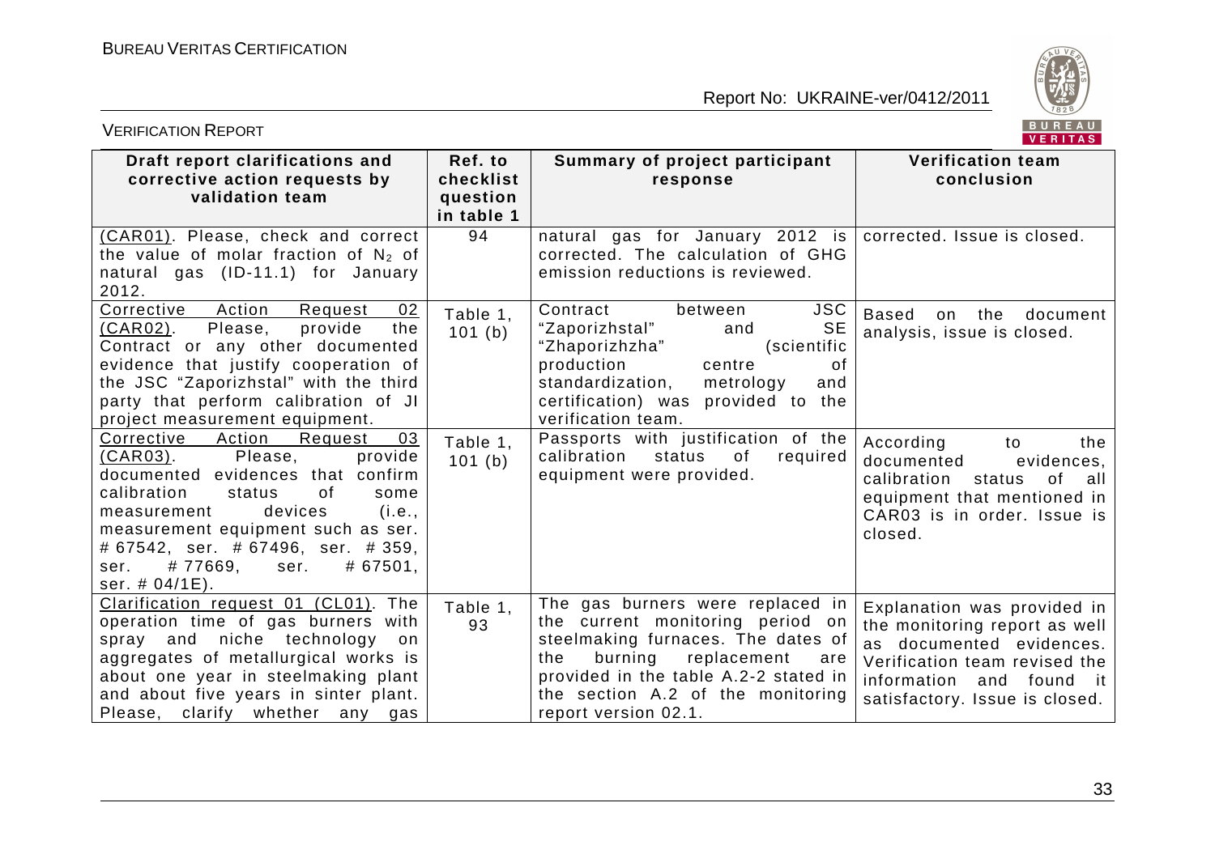| Draft report clarifications and corrective action requests by validation team | Ref. to checklist question in table 1 | Summary of project participant response | Verification team conclusion |
|---|---|---|---|
| (CAR01). Please, check and correct the value of molar fraction of $N_2$ of natural gas (ID-11.1) for January 2012. | 94 | natural gas for January 2012 is corrected. The calculation of GHG emission reductions is reviewed. | corrected. Issue is closed. |
| Corrective Action Request 02 (CAR02). Please, provide the Contract or any other documented evidence that justify cooperation of the JSC "Zaporizhstal" with the third party that perform calibration of JI project measurement equipment. | Table 1, 101 (b) | Contract between JSC "Zaporizhstal" and SE "Zhaporizhzha" (scientific production centre of standardization, metrology and certification) was provided to the verification team. | Based on the document analysis, issue is closed. |
| Corrective Action Request 03 (CAR03). Please, provide documented evidences that confirm calibration status of some measurement devices (i.e., measurement equipment such as ser. # 67542, ser. # 67496, ser. # 359, ser. # 77669, ser. # 67501, ser. # 04/1E). | Table 1, 101 (b) | Passports with justification of the calibration status of required equipment were provided. | According to the documented evidences, calibration status of all equipment that mentioned in CAR03 is in order. Issue is closed. |
| Clarification request 01 (CL01). The operation time of gas burners with spray and niche technology on aggregates of metallurgical works is about one year in steelmaking plant and about five years in sinter plant. Please, clarify whether any gas | Table 1, 93 | The gas burners were replaced in the current monitoring period on steelmaking furnaces. The dates of the burning replacement are provided in the table A.2-2 stated in the section A.2 of the monitoring report version 02.1. | Explanation was provided in the monitoring report as well as documented evidences. Verification team revised the information and found it satisfactory. Issue is closed. |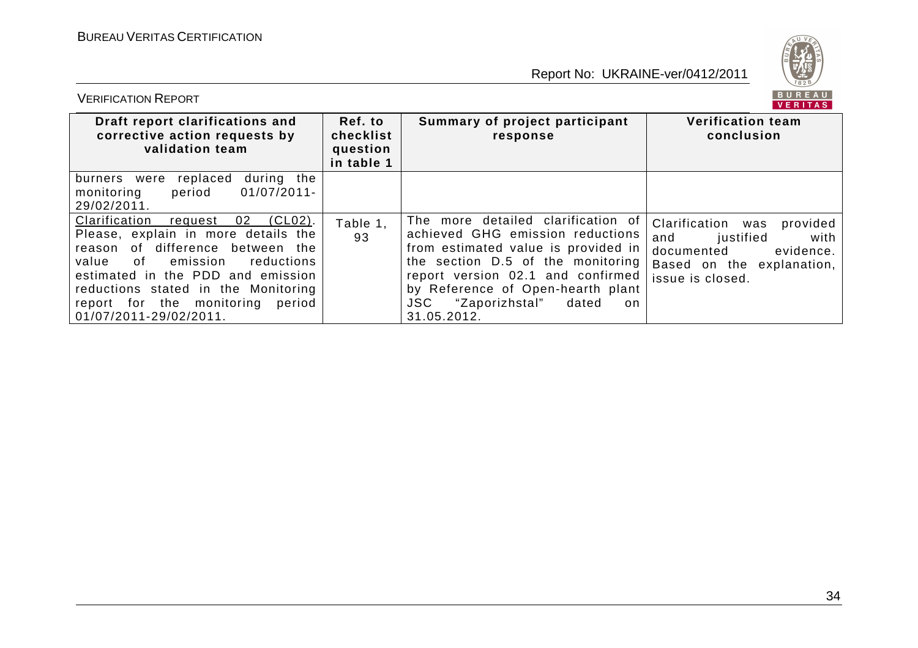| Draft report clarifications and corrective action requests by validation team | Ref. to checklist question in table 1 | Summary of project participant response | Verification team conclusion |
|---|---|---|---|
| burners were replaced during the monitoring period 01/07/2011-29/02/2011. | | | |
| Clarification request 02 (CL02). Please, explain in more details the reason of difference between the value of emission reductions estimated in the PDD and emission reductions stated in the Monitoring report for the monitoring period 01/07/2011-29/02/2011. | Table 1, 93 | The more detailed clarification of achieved GHG emission reductions from estimated value is provided in the section D.5 of the monitoring report version 02.1 and confirmed by Reference of Open-hearth plant JSC "Zaporizhstal" dated on 31.05.2012. | Clarification was provided and justified with documented evidence. Based on the explanation, issue is closed. |